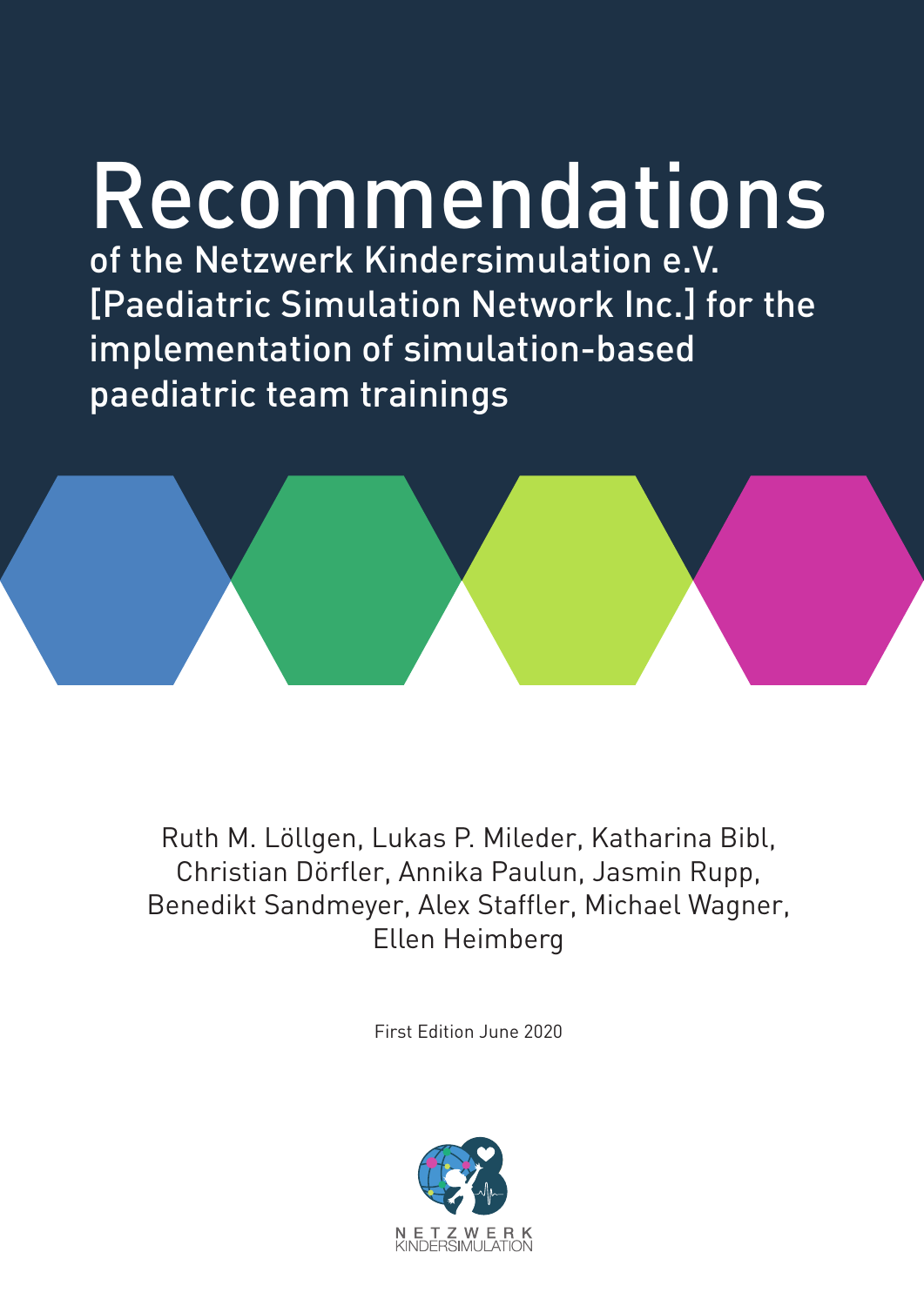# Recommendations

## of the Netzwerk Kindersimulation e.V. [Paediatric Simulation Network Inc.] for the implementation of simulation-based paediatric team trainings

Ruth M. Löllgen, Lukas P. Mileder, Katharina Bibl, Christian Dörfler, Annika Paulun, Jasmin Rupp, Benedikt Sandmeyer, Alex Staffler, Michael Wagner, Ellen Heimberg

First Edition June 2020

NETZWERK KINDERSIMULATION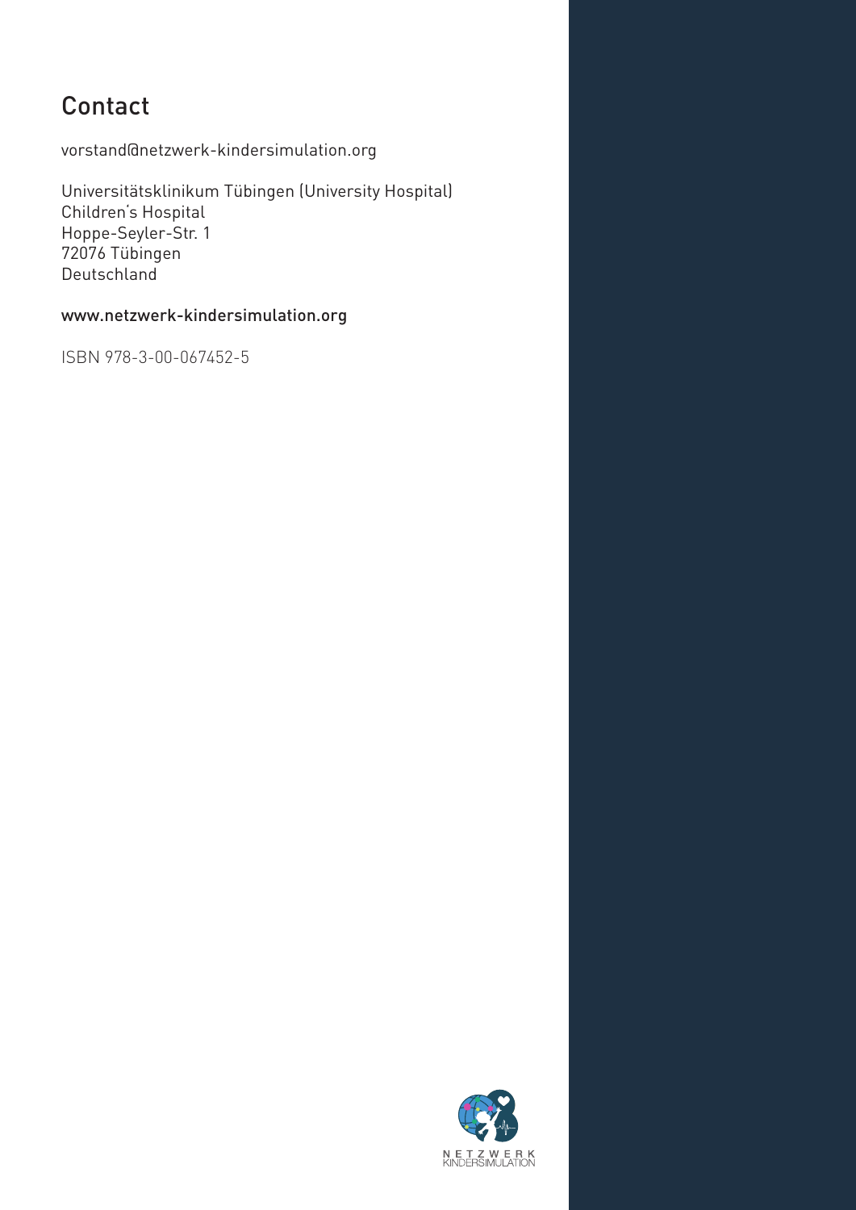# Contact

vorstand@netzwerk-kindersimulation.org

Universitätsklinikum Tübingen (University Hospital)
Children's Hospital
Hoppe-Seyler-Str. 1
72076 Tübingen
Deutschland

www.netzwerk-kindersimulation.org

ISBN 978-3-00-067452-5

NETZWERK KINDERSIMULATION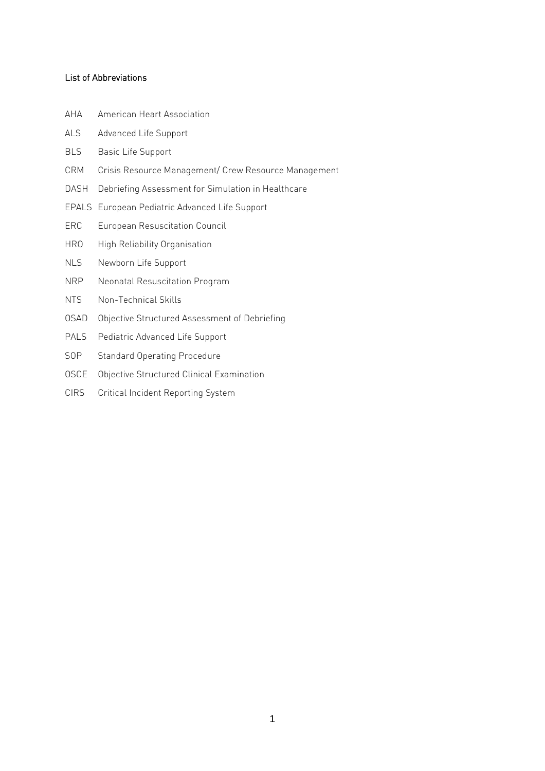## List of Abbreviations

| | |
|---|---|
| AHA | American Heart Association |
| ALS | Advanced Life Support |
| BLS | Basic Life Support |
| CRM | Crisis Resource Management/ Crew Resource Management |
| DASH | Debriefing Assessment for Simulation in Healthcare |
| EPALS | European Pediatric Advanced Life Support |
| ERC | European Resuscitation Council |
| HRO | High Reliability Organisation |
| NLS | Newborn Life Support |
| NRP | Neonatal Resuscitation Program |
| NTS | Non-Technical Skills |
| OSAD | Objective Structured Assessment of Debriefing |
| PALS | Pediatric Advanced Life Support |
| SOP | Standard Operating Procedure |
| OSCE | Objective Structured Clinical Examination |
| CIRS | Critical Incident Reporting System |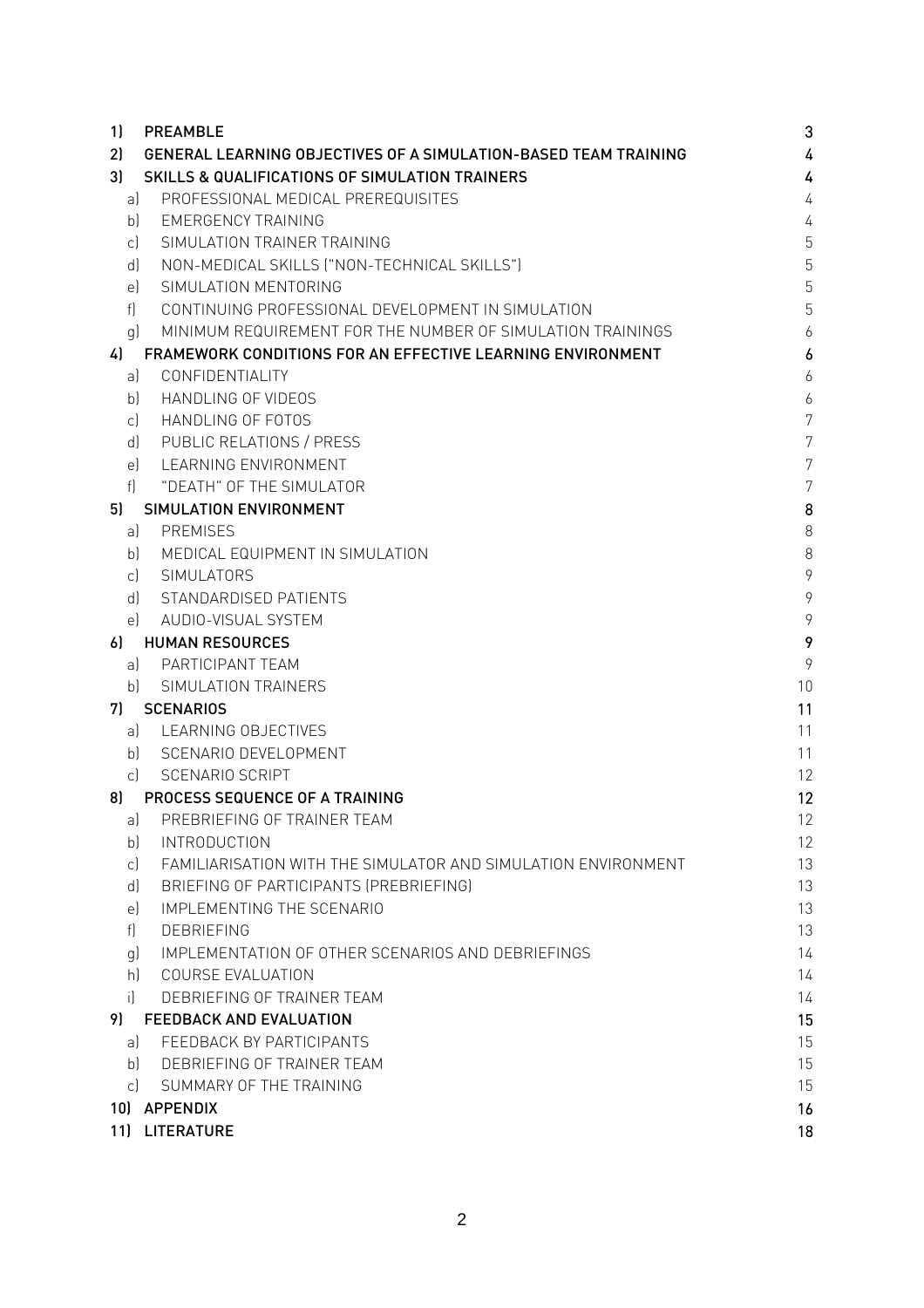| | | |
|---|---|---|
| **1)** | **PREAMBLE** | **3** |
| **2)** | **GENERAL LEARNING OBJECTIVES OF A SIMULATION-BASED TEAM TRAINING** | **4** |
| **3)** | **SKILLS & QUALIFICATIONS OF SIMULATION TRAINERS** | **4** |
| a) | PROFESSIONAL MEDICAL PREREQUISITES | 4 |
| b) | EMERGENCY TRAINING | 4 |
| c) | SIMULATION TRAINER TRAINING | 5 |
| d) | NON-MEDICAL SKILLS ("NON-TECHNICAL SKILLS") | 5 |
| e) | SIMULATION MENTORING | 5 |
| f) | CONTINUING PROFESSIONAL DEVELOPMENT IN SIMULATION | 5 |
| g) | MINIMUM REQUIREMENT FOR THE NUMBER OF SIMULATION TRAININGS | 6 |
| **4)** | **FRAMEWORK CONDITIONS FOR AN EFFECTIVE LEARNING ENVIRONMENT** | **6** |
| a) | CONFIDENTIALITY | 6 |
| b) | HANDLING OF VIDEOS | 6 |
| c) | HANDLING OF FOTOS | 7 |
| d) | PUBLIC RELATIONS / PRESS | 7 |
| e) | LEARNING ENVIRONMENT | 7 |
| f) | "DEATH" OF THE SIMULATOR | 7 |
| **5)** | **SIMULATION ENVIRONMENT** | **8** |
| a) | PREMISES | 8 |
| b) | MEDICAL EQUIPMENT IN SIMULATION | 8 |
| c) | SIMULATORS | 9 |
| d) | STANDARDISED PATIENTS | 9 |
| e) | AUDIO-VISUAL SYSTEM | 9 |
| **6)** | **HUMAN RESOURCES** | **9** |
| a) | PARTICIPANT TEAM | 9 |
| b) | SIMULATION TRAINERS | 10 |
| **7)** | **SCENARIOS** | **11** |
| a) | LEARNING OBJECTIVES | 11 |
| b) | SCENARIO DEVELOPMENT | 11 |
| c) | SCENARIO SCRIPT | 12 |
| **8)** | **PROCESS SEQUENCE OF A TRAINING** | **12** |
| a) | PREBRIEFING OF TRAINER TEAM | 12 |
| b) | INTRODUCTION | 12 |
| c) | FAMILIARISATION WITH THE SIMULATOR AND SIMULATION ENVIRONMENT | 13 |
| d) | BRIEFING OF PARTICIPANTS (PREBRIEFING) | 13 |
| e) | IMPLEMENTING THE SCENARIO | 13 |
| f) | DEBRIEFING | 13 |
| g) | IMPLEMENTATION OF OTHER SCENARIOS AND DEBRIEFINGS | 14 |
| h) | COURSE EVALUATION | 14 |
| i) | DEBRIEFING OF TRAINER TEAM | 14 |
| **9)** | **FEEDBACK AND EVALUATION** | **15** |
| a) | FEEDBACK BY PARTICIPANTS | 15 |
| b) | DEBRIEFING OF TRAINER TEAM | 15 |
| c) | SUMMARY OF THE TRAINING | 15 |
| **10)** | **APPENDIX** | **16** |
| **11)** | **LITERATURE** | **18** |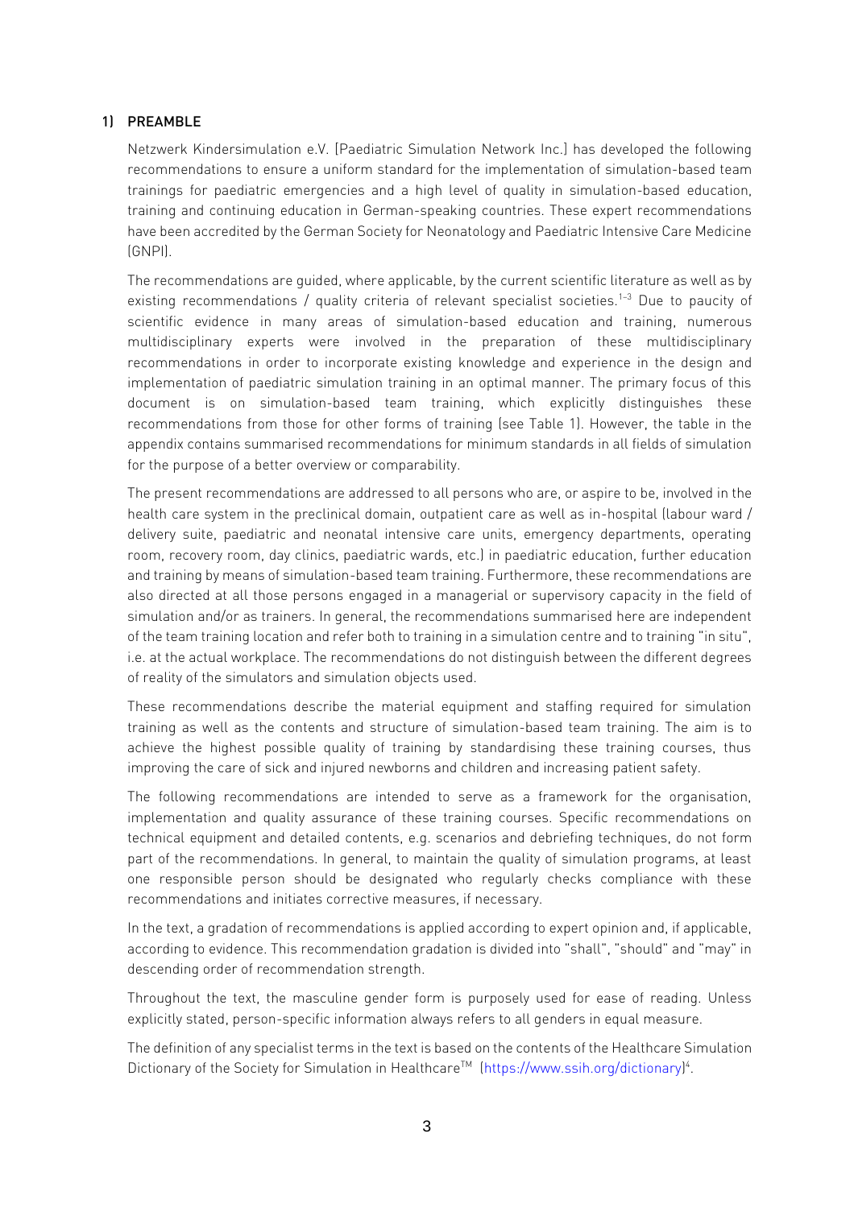## 1) PREAMBLE

Netzwerk Kindersimulation e.V. [Paediatric Simulation Network Inc.] has developed the following recommendations to ensure a uniform standard for the implementation of simulation-based team trainings for paediatric emergencies and a high level of quality in simulation-based education, training and continuing education in German-speaking countries. These expert recommendations have been accredited by the German Society for Neonatology and Paediatric Intensive Care Medicine (GNPI).

The recommendations are guided, where applicable, by the current scientific literature as well as by existing recommendations / quality criteria of relevant specialist societies.[1–3] Due to paucity of scientific evidence in many areas of simulation-based education and training, numerous multidisciplinary experts were involved in the preparation of these multidisciplinary recommendations in order to incorporate existing knowledge and experience in the design and implementation of paediatric simulation training in an optimal manner. The primary focus of this document is on simulation-based team training, which explicitly distinguishes these recommendations from those for other forms of training (see Table 1). However, the table in the appendix contains summarised recommendations for minimum standards in all fields of simulation for the purpose of a better overview or comparability.

The present recommendations are addressed to all persons who are, or aspire to be, involved in the health care system in the preclinical domain, outpatient care as well as in-hospital (labour ward / delivery suite, paediatric and neonatal intensive care units, emergency departments, operating room, recovery room, day clinics, paediatric wards, etc.) in paediatric education, further education and training by means of simulation-based team training. Furthermore, these recommendations are also directed at all those persons engaged in a managerial or supervisory capacity in the field of simulation and/or as trainers. In general, the recommendations summarised here are independent of the team training location and refer both to training in a simulation centre and to training "in situ", i.e. at the actual workplace. The recommendations do not distinguish between the different degrees of reality of the simulators and simulation objects used.

These recommendations describe the material equipment and staffing required for simulation training as well as the contents and structure of simulation-based team training. The aim is to achieve the highest possible quality of training by standardising these training courses, thus improving the care of sick and injured newborns and children and increasing patient safety.

The following recommendations are intended to serve as a framework for the organisation, implementation and quality assurance of these training courses. Specific recommendations on technical equipment and detailed contents, e.g. scenarios and debriefing techniques, do not form part of the recommendations. In general, to maintain the quality of simulation programs, at least one responsible person should be designated who regularly checks compliance with these recommendations and initiates corrective measures, if necessary.

In the text, a gradation of recommendations is applied according to expert opinion and, if applicable, according to evidence. This recommendation gradation is divided into "shall", "should" and "may" in descending order of recommendation strength.

Throughout the text, the masculine gender form is purposely used for ease of reading. Unless explicitly stated, person-specific information always refers to all genders in equal measure.

The definition of any specialist terms in the text is based on the contents of the Healthcare Simulation Dictionary of the Society for Simulation in Healthcare™ (https://www.ssih.org/dictionary)[4].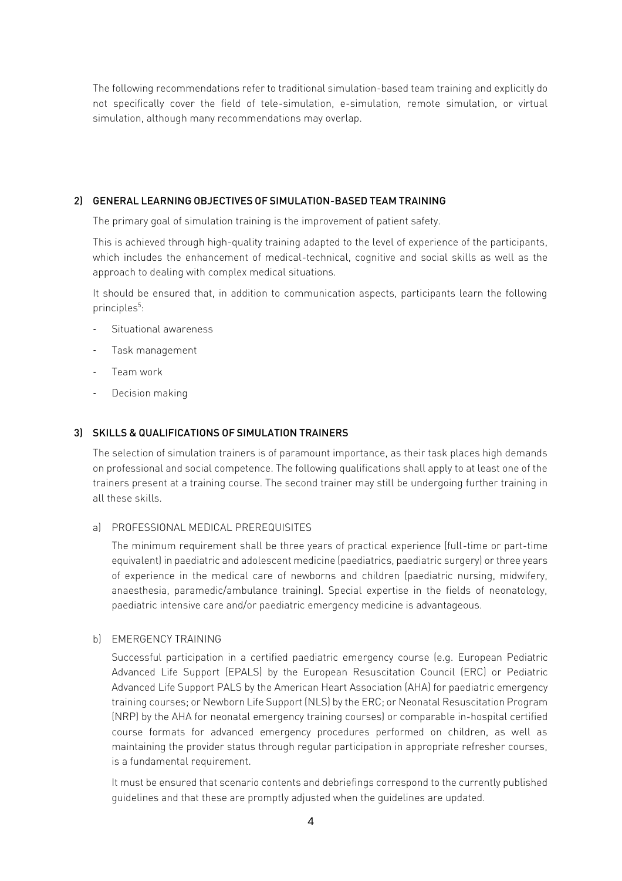The following recommendations refer to traditional simulation-based team training and explicitly do not specifically cover the field of tele-simulation, e-simulation, remote simulation, or virtual simulation, although many recommendations may overlap.

## 2) GENERAL LEARNING OBJECTIVES OF SIMULATION-BASED TEAM TRAINING

The primary goal of simulation training is the improvement of patient safety.

This is achieved through high-quality training adapted to the level of experience of the participants, which includes the enhancement of medical-technical, cognitive and social skills as well as the approach to dealing with complex medical situations.

It should be ensured that, in addition to communication aspects, participants learn the following principles[5]:

- Situational awareness
- Task management
- Team work
- Decision making

## 3) SKILLS & QUALIFICATIONS OF SIMULATION TRAINERS

The selection of simulation trainers is of paramount importance, as their task places high demands on professional and social competence. The following qualifications shall apply to at least one of the trainers present at a training course. The second trainer may still be undergoing further training in all these skills.

### a) PROFESSIONAL MEDICAL PREREQUISITES

The minimum requirement shall be three years of practical experience (full-time or part-time equivalent) in paediatric and adolescent medicine (paediatrics, paediatric surgery) or three years of experience in the medical care of newborns and children (paediatric nursing, midwifery, anaesthesia, paramedic/ambulance training). Special expertise in the fields of neonatology, paediatric intensive care and/or paediatric emergency medicine is advantageous.

### b) EMERGENCY TRAINING

Successful participation in a certified paediatric emergency course (e.g. European Pediatric Advanced Life Support (EPALS) by the European Resuscitation Council (ERC) or Pediatric Advanced Life Support PALS by the American Heart Association (AHA) for paediatric emergency training courses; or Newborn Life Support (NLS) by the ERC; or Neonatal Resuscitation Program (NRP) by the AHA for neonatal emergency training courses) or comparable in-hospital certified course formats for advanced emergency procedures performed on children, as well as maintaining the provider status through regular participation in appropriate refresher courses, is a fundamental requirement.

It must be ensured that scenario contents and debriefings correspond to the currently published guidelines and that these are promptly adjusted when the guidelines are updated.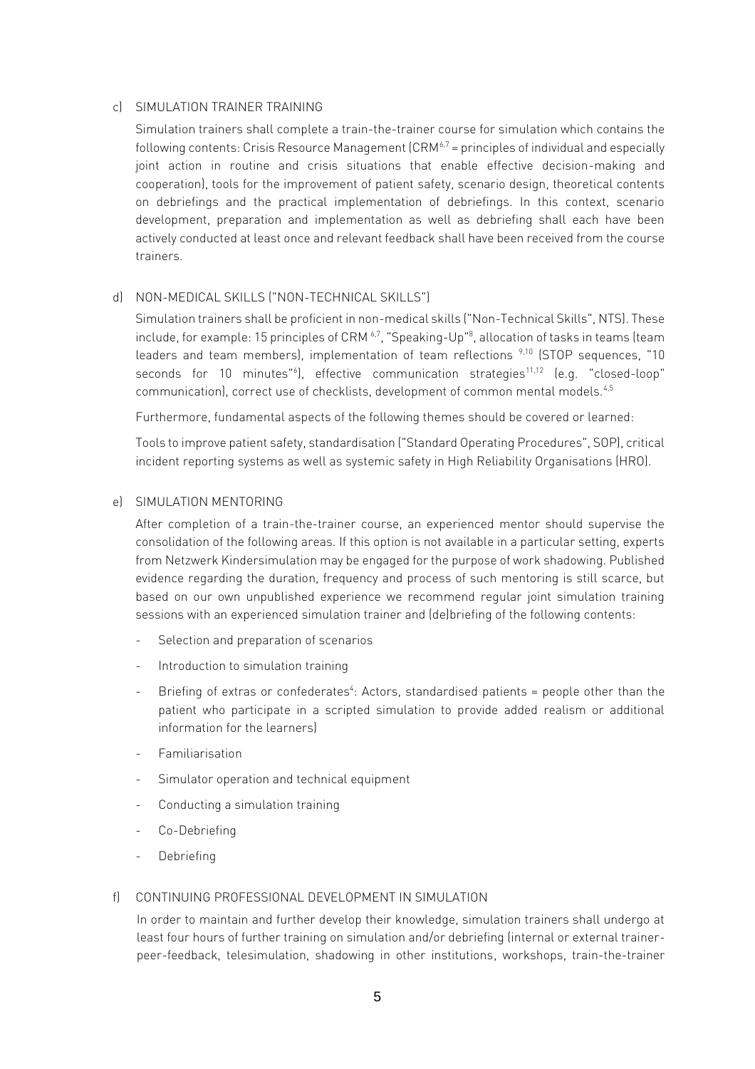### c) SIMULATION TRAINER TRAINING

Simulation trainers shall complete a train-the-trainer course for simulation which contains the following contents: Crisis Resource Management (CRM[6,7] = principles of individual and especially joint action in routine and crisis situations that enable effective decision-making and cooperation), tools for the improvement of patient safety, scenario design, theoretical contents on debriefings and the practical implementation of debriefings. In this context, scenario development, preparation and implementation as well as debriefing shall each have been actively conducted at least once and relevant feedback shall have been received from the course trainers.

### d) NON-MEDICAL SKILLS ("NON-TECHNICAL SKILLS")

Simulation trainers shall be proficient in non-medical skills ("Non-Technical Skills", NTS). These include, for example: 15 principles of CRM [6,7], "Speaking-Up"[8], allocation of tasks in teams (team leaders and team members), implementation of team reflections [9,10] (STOP sequences, "10 seconds for 10 minutes"[6]), effective communication strategies[11,12] (e.g. "closed-loop" communication), correct use of checklists, development of common mental models.[4,5]

Furthermore, fundamental aspects of the following themes should be covered or learned:

Tools to improve patient safety, standardisation ("Standard Operating Procedures", SOP), critical incident reporting systems as well as systemic safety in High Reliability Organisations (HRO).

### e) SIMULATION MENTORING

After completion of a train-the-trainer course, an experienced mentor should supervise the consolidation of the following areas. If this option is not available in a particular setting, experts from Netzwerk Kindersimulation may be engaged for the purpose of work shadowing. Published evidence regarding the duration, frequency and process of such mentoring is still scarce, but based on our own unpublished experience we recommend regular joint simulation training sessions with an experienced simulation trainer and (de)briefing of the following contents:

- Selection and preparation of scenarios
- Introduction to simulation training
- Briefing of extras or confederates[4]: Actors, standardised patients = people other than the patient who participate in a scripted simulation to provide added realism or additional information for the learners)
- Familiarisation
- Simulator operation and technical equipment
- Conducting a simulation training
- Co-Debriefing
- Debriefing

### f) CONTINUING PROFESSIONAL DEVELOPMENT IN SIMULATION

In order to maintain and further develop their knowledge, simulation trainers shall undergo at least four hours of further training on simulation and/or debriefing (internal or external trainer-peer-feedback, telesimulation, shadowing in other institutions, workshops, train-the-trainer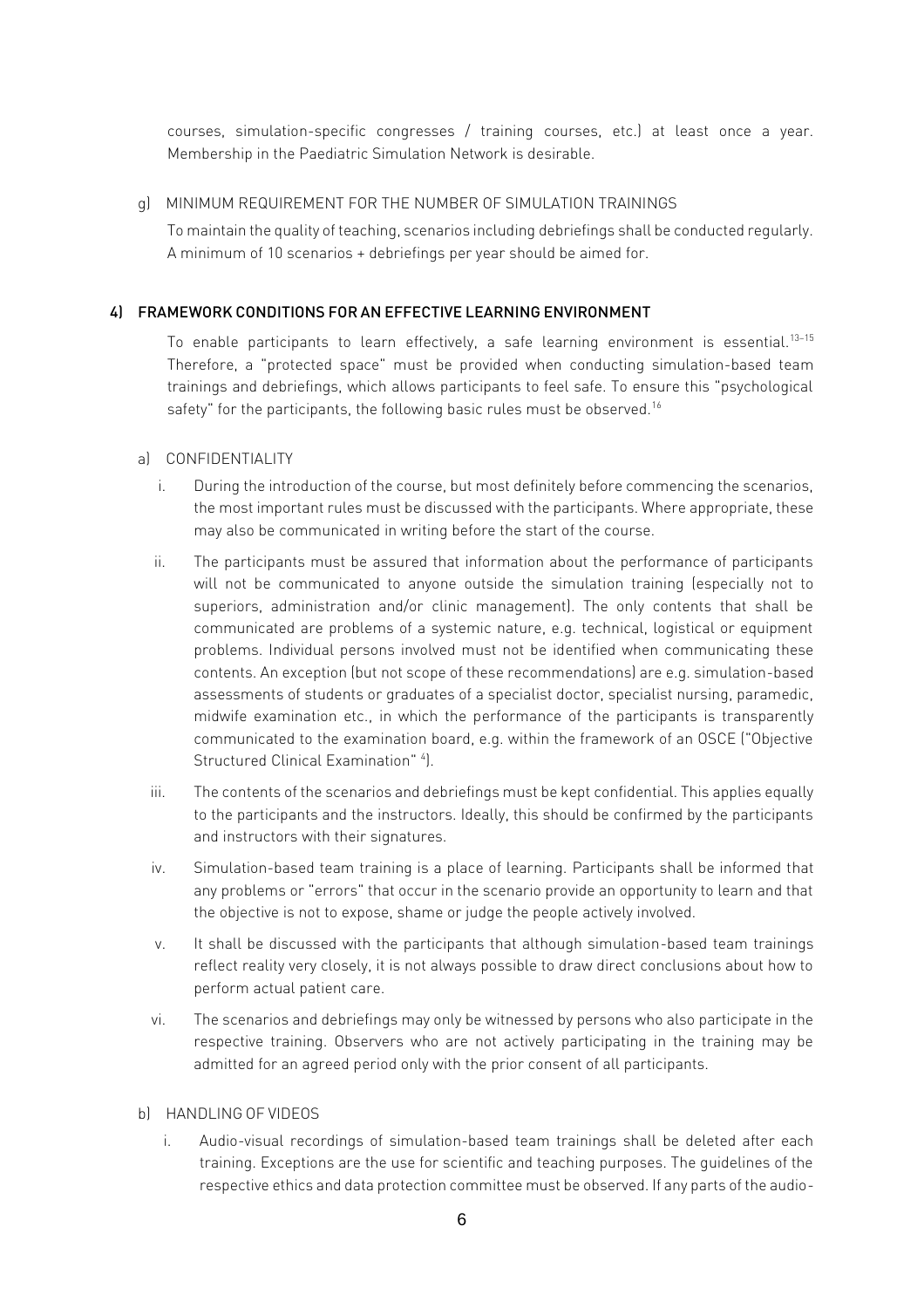courses, simulation-specific congresses / training courses, etc.) at least once a year. Membership in the Paediatric Simulation Network is desirable.

g) MINIMUM REQUIREMENT FOR THE NUMBER OF SIMULATION TRAININGS

To maintain the quality of teaching, scenarios including debriefings shall be conducted regularly. A minimum of 10 scenarios + debriefings per year should be aimed for.

## 4) FRAMEWORK CONDITIONS FOR AN EFFECTIVE LEARNING ENVIRONMENT

To enable participants to learn effectively, a safe learning environment is essential.[13–15] Therefore, a "protected space" must be provided when conducting simulation-based team trainings and debriefings, which allows participants to feel safe. To ensure this "psychological safety" for the participants, the following basic rules must be observed.[16]

a) CONFIDENTIALITY

i. During the introduction of the course, but most definitely before commencing the scenarios, the most important rules must be discussed with the participants. Where appropriate, these may also be communicated in writing before the start of the course.

ii. The participants must be assured that information about the performance of participants will not be communicated to anyone outside the simulation training (especially not to superiors, administration and/or clinic management). The only contents that shall be communicated are problems of a systemic nature, e.g. technical, logistical or equipment problems. Individual persons involved must not be identified when communicating these contents. An exception (but not scope of these recommendations) are e.g. simulation-based assessments of students or graduates of a specialist doctor, specialist nursing, paramedic, midwife examination etc., in which the performance of the participants is transparently communicated to the examination board, e.g. within the framework of an OSCE ("Objective Structured Clinical Examination" [4]).

iii. The contents of the scenarios and debriefings must be kept confidential. This applies equally to the participants and the instructors. Ideally, this should be confirmed by the participants and instructors with their signatures.

iv. Simulation-based team training is a place of learning. Participants shall be informed that any problems or "errors" that occur in the scenario provide an opportunity to learn and that the objective is not to expose, shame or judge the people actively involved.

v. It shall be discussed with the participants that although simulation-based team trainings reflect reality very closely, it is not always possible to draw direct conclusions about how to perform actual patient care.

vi. The scenarios and debriefings may only be witnessed by persons who also participate in the respective training. Observers who are not actively participating in the training may be admitted for an agreed period only with the prior consent of all participants.

b) HANDLING OF VIDEOS

i. Audio-visual recordings of simulation-based team trainings shall be deleted after each training. Exceptions are the use for scientific and teaching purposes. The guidelines of the respective ethics and data protection committee must be observed. If any parts of the audio-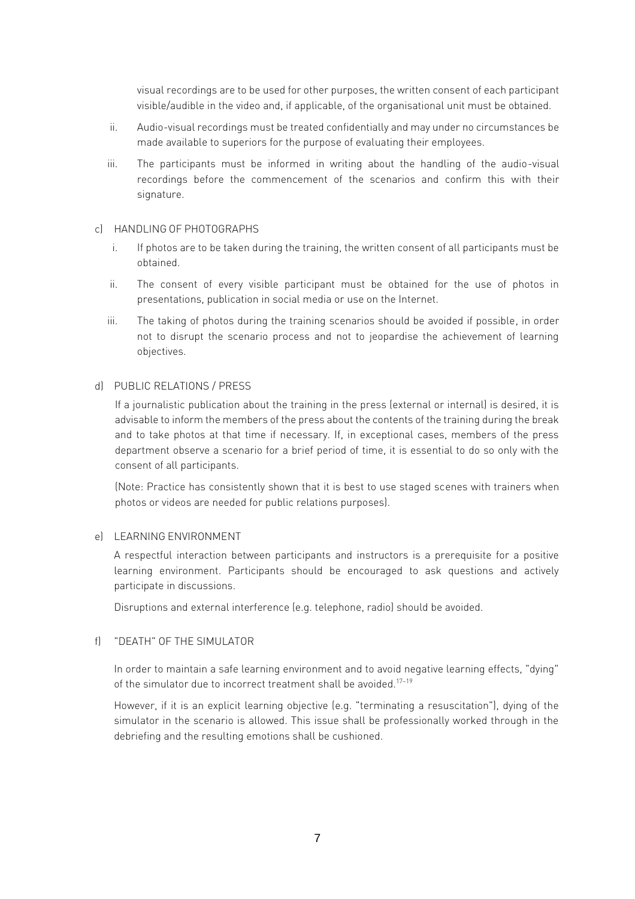visual recordings are to be used for other purposes, the written consent of each participant visible/audible in the video and, if applicable, of the organisational unit must be obtained.

ii. Audio-visual recordings must be treated confidentially and may under no circumstances be made available to superiors for the purpose of evaluating their employees.

iii. The participants must be informed in writing about the handling of the audio-visual recordings before the commencement of the scenarios and confirm this with their signature.

c) HANDLING OF PHOTOGRAPHS

i. If photos are to be taken during the training, the written consent of all participants must be obtained.

ii. The consent of every visible participant must be obtained for the use of photos in presentations, publication in social media or use on the Internet.

iii. The taking of photos during the training scenarios should be avoided if possible, in order not to disrupt the scenario process and not to jeopardise the achievement of learning objectives.

d) PUBLIC RELATIONS / PRESS

If a journalistic publication about the training in the press (external or internal) is desired, it is advisable to inform the members of the press about the contents of the training during the break and to take photos at that time if necessary. If, in exceptional cases, members of the press department observe a scenario for a brief period of time, it is essential to do so only with the consent of all participants.

(Note: Practice has consistently shown that it is best to use staged scenes with trainers when photos or videos are needed for public relations purposes).

e) LEARNING ENVIRONMENT

A respectful interaction between participants and instructors is a prerequisite for a positive learning environment. Participants should be encouraged to ask questions and actively participate in discussions.

Disruptions and external interference (e.g. telephone, radio) should be avoided.

f) "DEATH" OF THE SIMULATOR

In order to maintain a safe learning environment and to avoid negative learning effects, "dying" of the simulator due to incorrect treatment shall be avoided.[17–19]

However, if it is an explicit learning objective (e.g. "terminating a resuscitation"), dying of the simulator in the scenario is allowed. This issue shall be professionally worked through in the debriefing and the resulting emotions shall be cushioned.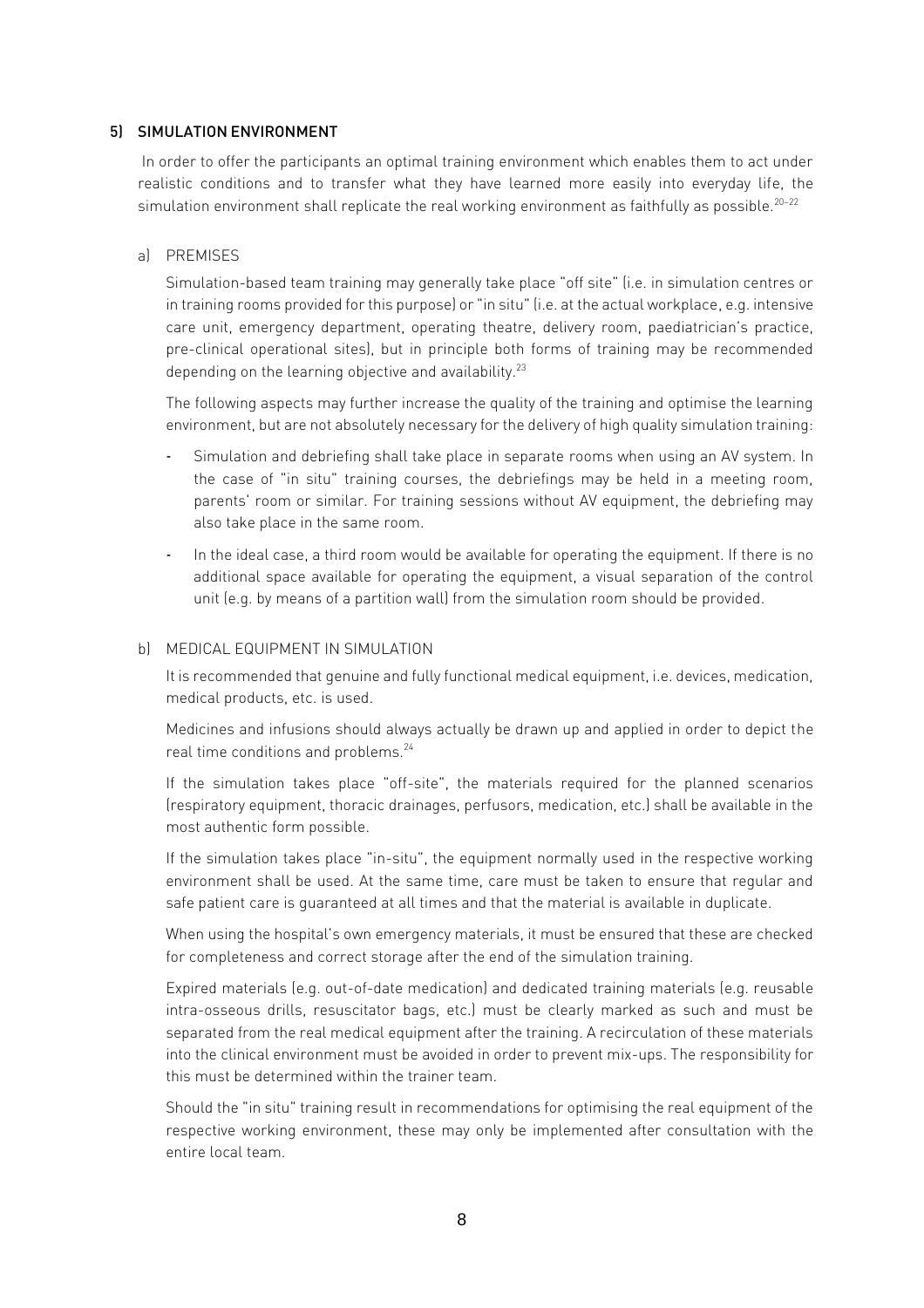## 5) SIMULATION ENVIRONMENT

In order to offer the participants an optimal training environment which enables them to act under realistic conditions and to transfer what they have learned more easily into everyday life, the simulation environment shall replicate the real working environment as faithfully as possible.[20–22]

### a) PREMISES

Simulation-based team training may generally take place "off site" (i.e. in simulation centres or in training rooms provided for this purpose) or "in situ" (i.e. at the actual workplace, e.g. intensive care unit, emergency department, operating theatre, delivery room, paediatrician's practice, pre-clinical operational sites), but in principle both forms of training may be recommended depending on the learning objective and availability.[23]

The following aspects may further increase the quality of the training and optimise the learning environment, but are not absolutely necessary for the delivery of high quality simulation training:

- Simulation and debriefing shall take place in separate rooms when using an AV system. In the case of "in situ" training courses, the debriefings may be held in a meeting room, parents' room or similar. For training sessions without AV equipment, the debriefing may also take place in the same room.
- In the ideal case, a third room would be available for operating the equipment. If there is no additional space available for operating the equipment, a visual separation of the control unit (e.g. by means of a partition wall) from the simulation room should be provided.

### b) MEDICAL EQUIPMENT IN SIMULATION

It is recommended that genuine and fully functional medical equipment, i.e. devices, medication, medical products, etc. is used.

Medicines and infusions should always actually be drawn up and applied in order to depict the real time conditions and problems.[24]

If the simulation takes place "off-site", the materials required for the planned scenarios (respiratory equipment, thoracic drainages, perfusors, medication, etc.) shall be available in the most authentic form possible.

If the simulation takes place "in-situ", the equipment normally used in the respective working environment shall be used. At the same time, care must be taken to ensure that regular and safe patient care is guaranteed at all times and that the material is available in duplicate.

When using the hospital's own emergency materials, it must be ensured that these are checked for completeness and correct storage after the end of the simulation training.

Expired materials (e.g. out-of-date medication) and dedicated training materials (e.g. reusable intra-osseous drills, resuscitator bags, etc.) must be clearly marked as such and must be separated from the real medical equipment after the training. A recirculation of these materials into the clinical environment must be avoided in order to prevent mix-ups. The responsibility for this must be determined within the trainer team.

Should the "in situ" training result in recommendations for optimising the real equipment of the respective working environment, these may only be implemented after consultation with the entire local team.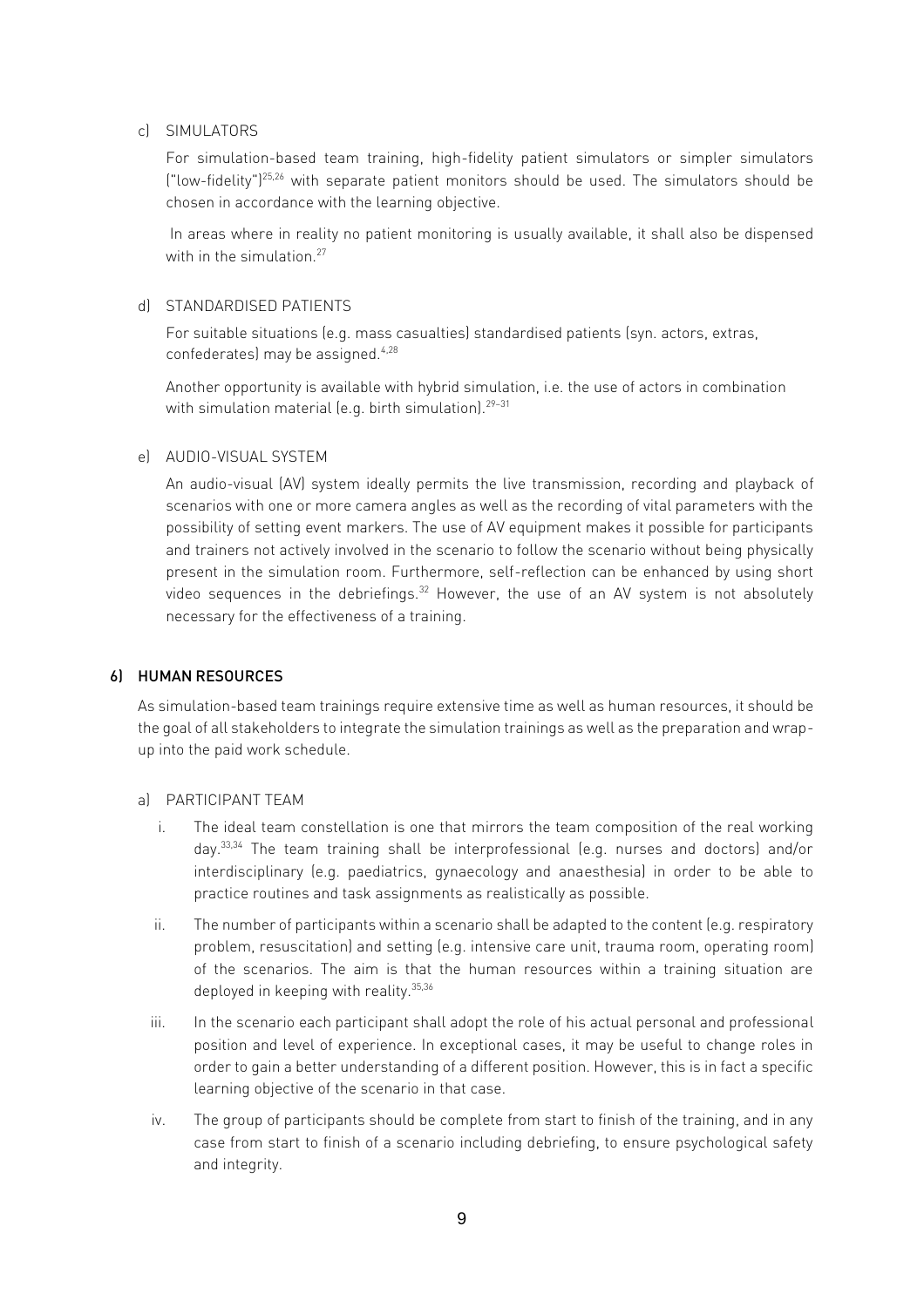c) SIMULATORS

For simulation-based team training, high-fidelity patient simulators or simpler simulators ("low-fidelity")[25,26] with separate patient monitors should be used. The simulators should be chosen in accordance with the learning objective.

In areas where in reality no patient monitoring is usually available, it shall also be dispensed with in the simulation.[27]

d) STANDARDISED PATIENTS

For suitable situations (e.g. mass casualties) standardised patients (syn. actors, extras, confederates) may be assigned.[4,28]

Another opportunity is available with hybrid simulation, i.e. the use of actors in combination with simulation material (e.g. birth simulation).[29–31]

e) AUDIO-VISUAL SYSTEM

An audio-visual (AV) system ideally permits the live transmission, recording and playback of scenarios with one or more camera angles as well as the recording of vital parameters with the possibility of setting event markers. The use of AV equipment makes it possible for participants and trainers not actively involved in the scenario to follow the scenario without being physically present in the simulation room. Furthermore, self-reflection can be enhanced by using short video sequences in the debriefings.[32] However, the use of an AV system is not absolutely necessary for the effectiveness of a training.

## 6) HUMAN RESOURCES

As simulation-based team trainings require extensive time as well as human resources, it should be the goal of all stakeholders to integrate the simulation trainings as well as the preparation and wrap-up into the paid work schedule.

a) PARTICIPANT TEAM

i. The ideal team constellation is one that mirrors the team composition of the real working day.[33,34] The team training shall be interprofessional (e.g. nurses and doctors) and/or interdisciplinary (e.g. paediatrics, gynaecology and anaesthesia) in order to be able to practice routines and task assignments as realistically as possible.

ii. The number of participants within a scenario shall be adapted to the content (e.g. respiratory problem, resuscitation) and setting (e.g. intensive care unit, trauma room, operating room) of the scenarios. The aim is that the human resources within a training situation are deployed in keeping with reality.[35,36]

iii. In the scenario each participant shall adopt the role of his actual personal and professional position and level of experience. In exceptional cases, it may be useful to change roles in order to gain a better understanding of a different position. However, this is in fact a specific learning objective of the scenario in that case.

iv. The group of participants should be complete from start to finish of the training, and in any case from start to finish of a scenario including debriefing, to ensure psychological safety and integrity.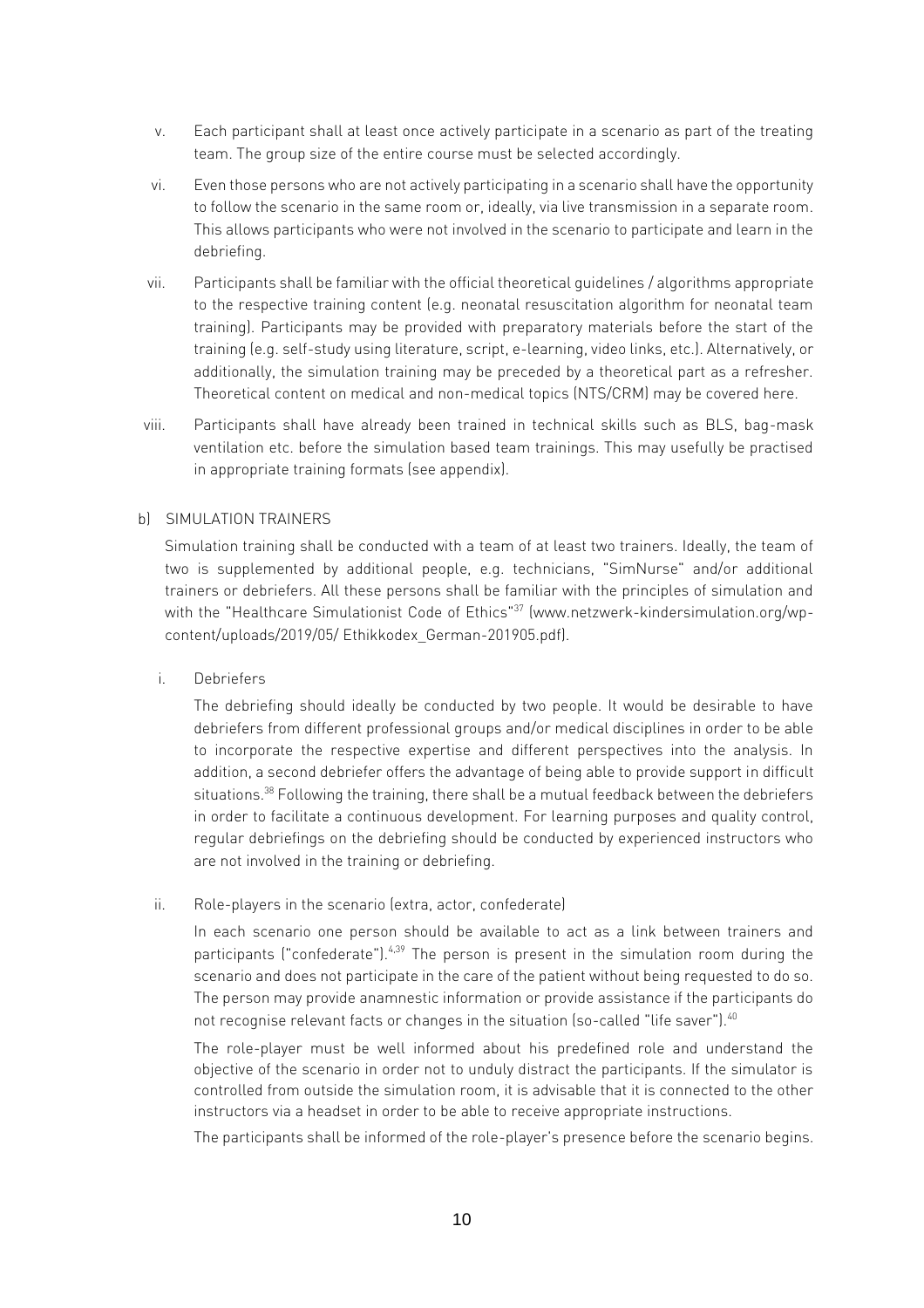v. Each participant shall at least once actively participate in a scenario as part of the treating team. The group size of the entire course must be selected accordingly.

vi. Even those persons who are not actively participating in a scenario shall have the opportunity to follow the scenario in the same room or, ideally, via live transmission in a separate room. This allows participants who were not involved in the scenario to participate and learn in the debriefing.

vii. Participants shall be familiar with the official theoretical guidelines / algorithms appropriate to the respective training content (e.g. neonatal resuscitation algorithm for neonatal team training). Participants may be provided with preparatory materials before the start of the training (e.g. self-study using literature, script, e-learning, video links, etc.). Alternatively, or additionally, the simulation training may be preceded by a theoretical part as a refresher. Theoretical content on medical and non-medical topics (NTS/CRM) may be covered here.

viii. Participants shall have already been trained in technical skills such as BLS, bag-mask ventilation etc. before the simulation based team trainings. This may usefully be practised in appropriate training formats (see appendix).

b) SIMULATION TRAINERS

Simulation training shall be conducted with a team of at least two trainers. Ideally, the team of two is supplemented by additional people, e.g. technicians, "SimNurse" and/or additional trainers or debriefers. All these persons shall be familiar with the principles of simulation and with the "Healthcare Simulationist Code of Ethics"[37] (www.netzwerk-kindersimulation.org/wp-content/uploads/2019/05/ Ethikkodex_German-201905.pdf).

i. Debriefers

The debriefing should ideally be conducted by two people. It would be desirable to have debriefers from different professional groups and/or medical disciplines in order to be able to incorporate the respective expertise and different perspectives into the analysis. In addition, a second debriefer offers the advantage of being able to provide support in difficult situations.[38] Following the training, there shall be a mutual feedback between the debriefers in order to facilitate a continuous development. For learning purposes and quality control, regular debriefings on the debriefing should be conducted by experienced instructors who are not involved in the training or debriefing.

ii. Role-players in the scenario (extra, actor, confederate)

In each scenario one person should be available to act as a link between trainers and participants ("confederate").[4,39] The person is present in the simulation room during the scenario and does not participate in the care of the patient without being requested to do so. The person may provide anamnestic information or provide assistance if the participants do not recognise relevant facts or changes in the situation (so-called "life saver").[40]

The role-player must be well informed about his predefined role and understand the objective of the scenario in order not to unduly distract the participants. If the simulator is controlled from outside the simulation room, it is advisable that it is connected to the other instructors via a headset in order to be able to receive appropriate instructions.

The participants shall be informed of the role-player's presence before the scenario begins.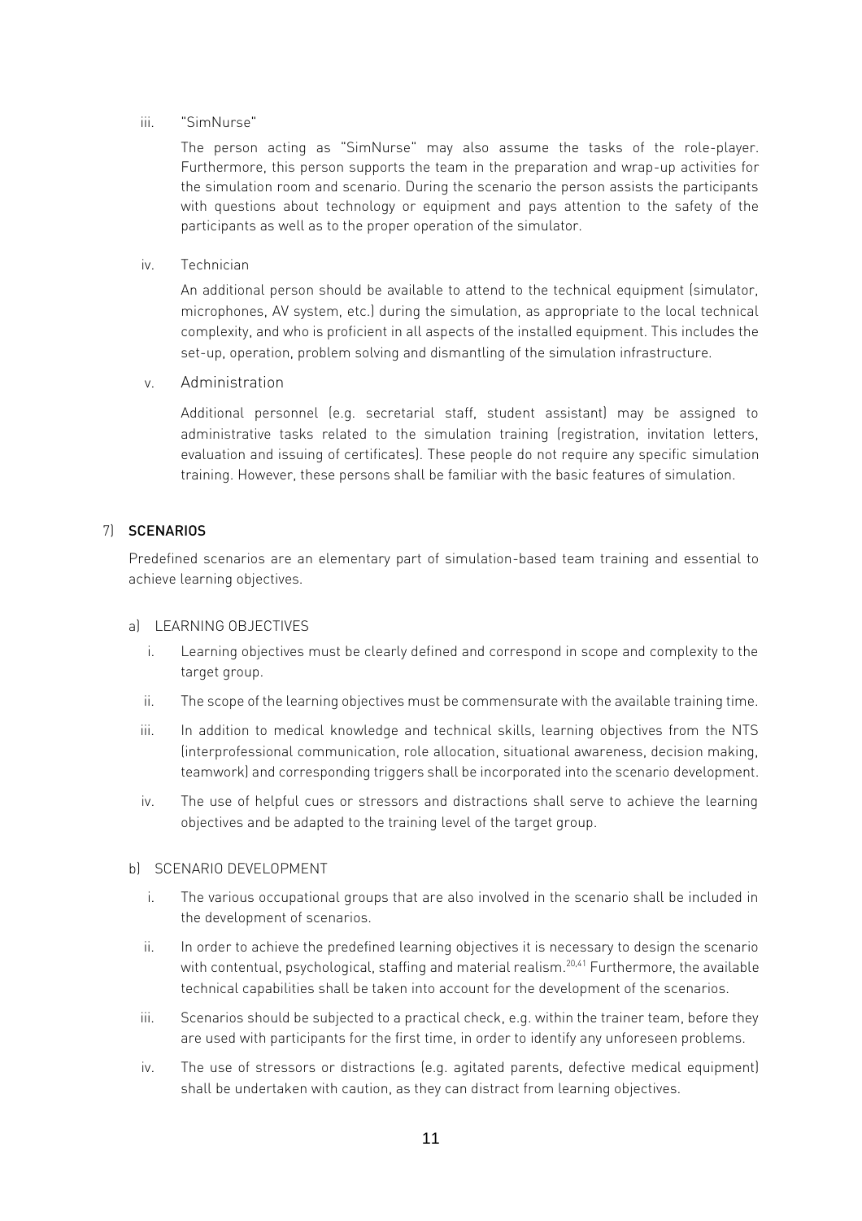iii. "SimNurse"

The person acting as "SimNurse" may also assume the tasks of the role-player. Furthermore, this person supports the team in the preparation and wrap-up activities for the simulation room and scenario. During the scenario the person assists the participants with questions about technology or equipment and pays attention to the safety of the participants as well as to the proper operation of the simulator.

iv. Technician

An additional person should be available to attend to the technical equipment (simulator, microphones, AV system, etc.) during the simulation, as appropriate to the local technical complexity, and who is proficient in all aspects of the installed equipment. This includes the set-up, operation, problem solving and dismantling of the simulation infrastructure.

v. Administration

Additional personnel (e.g. secretarial staff, student assistant) may be assigned to administrative tasks related to the simulation training (registration, invitation letters, evaluation and issuing of certificates). These people do not require any specific simulation training. However, these persons shall be familiar with the basic features of simulation.

## 7) SCENARIOS

Predefined scenarios are an elementary part of simulation-based team training and essential to achieve learning objectives.

### a) LEARNING OBJECTIVES

i. Learning objectives must be clearly defined and correspond in scope and complexity to the target group.

ii. The scope of the learning objectives must be commensurate with the available training time.

iii. In addition to medical knowledge and technical skills, learning objectives from the NTS (interprofessional communication, role allocation, situational awareness, decision making, teamwork) and corresponding triggers shall be incorporated into the scenario development.

iv. The use of helpful cues or stressors and distractions shall serve to achieve the learning objectives and be adapted to the training level of the target group.

### b) SCENARIO DEVELOPMENT

i. The various occupational groups that are also involved in the scenario shall be included in the development of scenarios.

ii. In order to achieve the predefined learning objectives it is necessary to design the scenario with contentual, psychological, staffing and material realism.[20,41] Furthermore, the available technical capabilities shall be taken into account for the development of the scenarios.

iii. Scenarios should be subjected to a practical check, e.g. within the trainer team, before they are used with participants for the first time, in order to identify any unforeseen problems.

iv. The use of stressors or distractions (e.g. agitated parents, defective medical equipment) shall be undertaken with caution, as they can distract from learning objectives.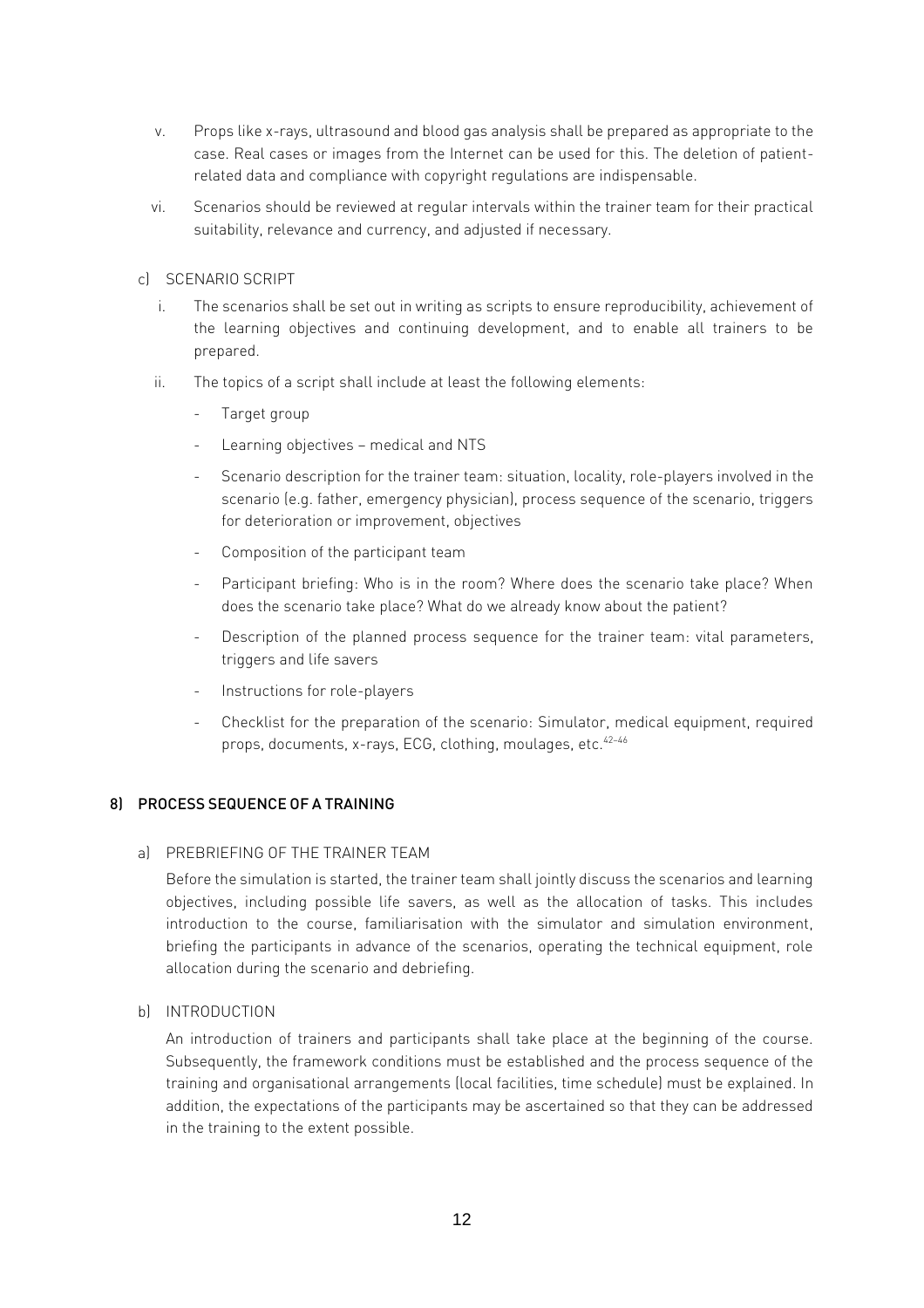v. Props like x-rays, ultrasound and blood gas analysis shall be prepared as appropriate to the case. Real cases or images from the Internet can be used for this. The deletion of patient-related data and compliance with copyright regulations are indispensable.

vi. Scenarios should be reviewed at regular intervals within the trainer team for their practical suitability, relevance and currency, and adjusted if necessary.

c) SCENARIO SCRIPT

i. The scenarios shall be set out in writing as scripts to ensure reproducibility, achievement of the learning objectives and continuing development, and to enable all trainers to be prepared.

ii. The topics of a script shall include at least the following elements:

- Target group
- Learning objectives – medical and NTS
- Scenario description for the trainer team: situation, locality, role-players involved in the scenario (e.g. father, emergency physician), process sequence of the scenario, triggers for deterioration or improvement, objectives
- Composition of the participant team
- Participant briefing: Who is in the room? Where does the scenario take place? When does the scenario take place? What do we already know about the patient?
- Description of the planned process sequence for the trainer team: vital parameters, triggers and life savers
- Instructions for role-players
- Checklist for the preparation of the scenario: Simulator, medical equipment, required props, documents, x-rays, ECG, clothing, moulages, etc.[42–46]

## 8) PROCESS SEQUENCE OF A TRAINING

a) PREBRIEFING OF THE TRAINER TEAM

Before the simulation is started, the trainer team shall jointly discuss the scenarios and learning objectives, including possible life savers, as well as the allocation of tasks. This includes introduction to the course, familiarisation with the simulator and simulation environment, briefing the participants in advance of the scenarios, operating the technical equipment, role allocation during the scenario and debriefing.

b) INTRODUCTION

An introduction of trainers and participants shall take place at the beginning of the course. Subsequently, the framework conditions must be established and the process sequence of the training and organisational arrangements (local facilities, time schedule) must be explained. In addition, the expectations of the participants may be ascertained so that they can be addressed in the training to the extent possible.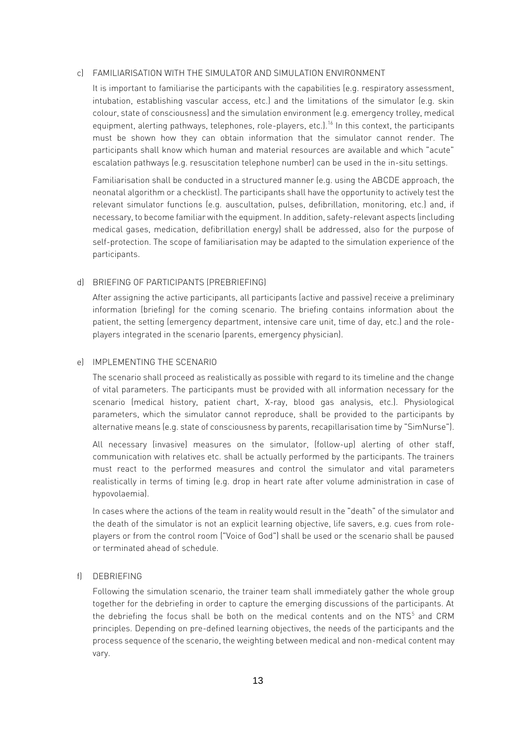c) FAMILIARISATION WITH THE SIMULATOR AND SIMULATION ENVIRONMENT

It is important to familiarise the participants with the capabilities (e.g. respiratory assessment, intubation, establishing vascular access, etc.) and the limitations of the simulator (e.g. skin colour, state of consciousness) and the simulation environment (e.g. emergency trolley, medical equipment, alerting pathways, telephones, role-players, etc.).[16] In this context, the participants must be shown how they can obtain information that the simulator cannot render. The participants shall know which human and material resources are available and which "acute" escalation pathways (e.g. resuscitation telephone number) can be used in the in-situ settings.

Familiarisation shall be conducted in a structured manner (e.g. using the ABCDE approach, the neonatal algorithm or a checklist). The participants shall have the opportunity to actively test the relevant simulator functions (e.g. auscultation, pulses, defibrillation, monitoring, etc.) and, if necessary, to become familiar with the equipment. In addition, safety-relevant aspects (including medical gases, medication, defibrillation energy) shall be addressed, also for the purpose of self-protection. The scope of familiarisation may be adapted to the simulation experience of the participants.

d) BRIEFING OF PARTICIPANTS (PREBRIEFING)

After assigning the active participants, all participants (active and passive) receive a preliminary information (briefing) for the coming scenario. The briefing contains information about the patient, the setting (emergency department, intensive care unit, time of day, etc.) and the role-players integrated in the scenario (parents, emergency physician).

e) IMPLEMENTING THE SCENARIO

The scenario shall proceed as realistically as possible with regard to its timeline and the change of vital parameters. The participants must be provided with all information necessary for the scenario (medical history, patient chart, X-ray, blood gas analysis, etc.). Physiological parameters, which the simulator cannot reproduce, shall be provided to the participants by alternative means (e.g. state of consciousness by parents, recapillarisation time by "SimNurse").

All necessary (invasive) measures on the simulator, (follow-up) alerting of other staff, communication with relatives etc. shall be actually performed by the participants. The trainers must react to the performed measures and control the simulator and vital parameters realistically in terms of timing (e.g. drop in heart rate after volume administration in case of hypovolaemia).

In cases where the actions of the team in reality would result in the "death" of the simulator and the death of the simulator is not an explicit learning objective, life savers, e.g. cues from role-players or from the control room ("Voice of God") shall be used or the scenario shall be paused or terminated ahead of schedule.

f) DEBRIEFING

Following the simulation scenario, the trainer team shall immediately gather the whole group together for the debriefing in order to capture the emerging discussions of the participants. At the debriefing the focus shall be both on the medical contents and on the NTS[5] and CRM principles. Depending on pre-defined learning objectives, the needs of the participants and the process sequence of the scenario, the weighting between medical and non-medical content may vary.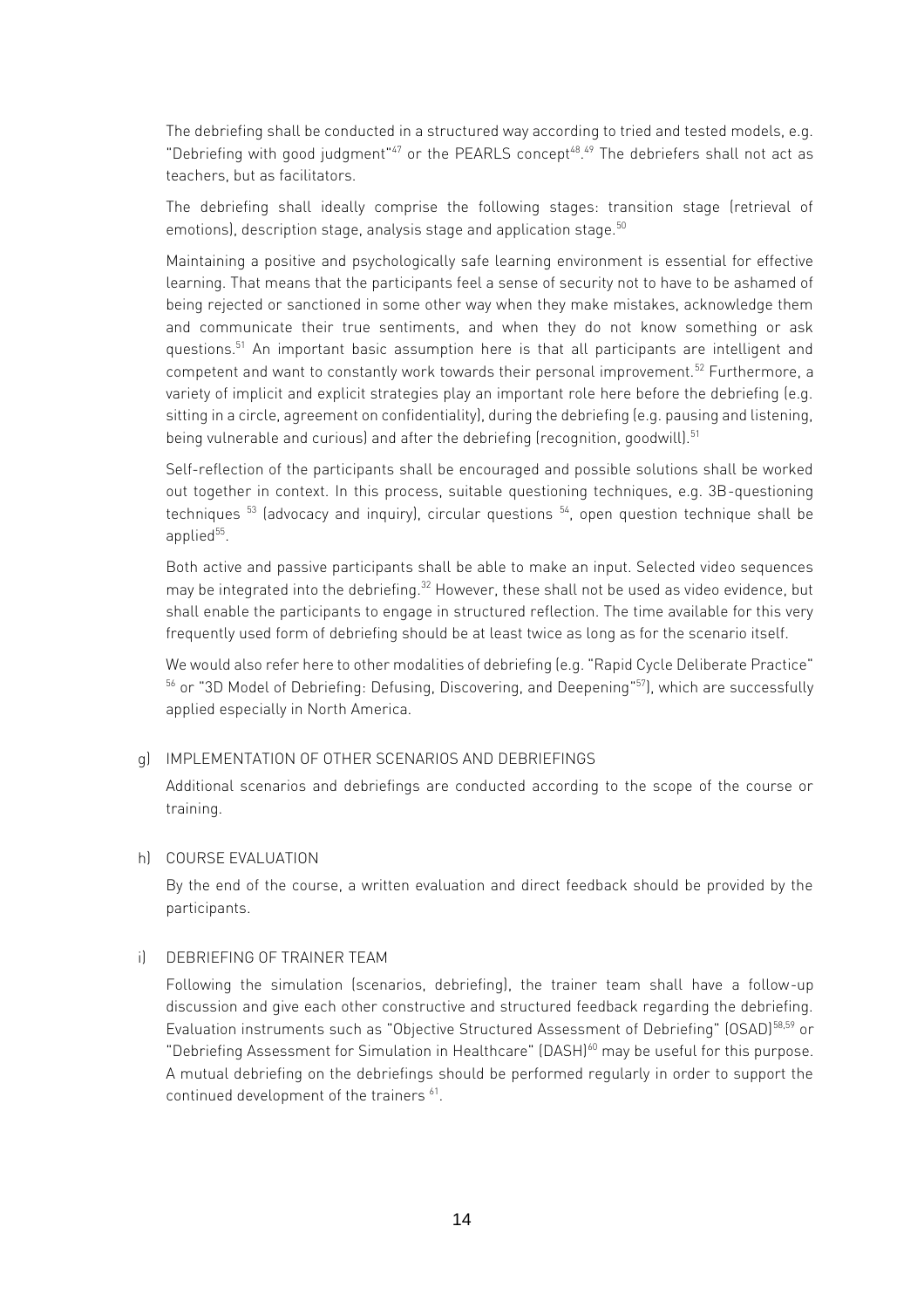The debriefing shall be conducted in a structured way according to tried and tested models, e.g. "Debriefing with good judgment"[47] or the PEARLS concept[48].[49] The debriefers shall not act as teachers, but as facilitators.

The debriefing shall ideally comprise the following stages: transition stage (retrieval of emotions), description stage, analysis stage and application stage.[50]

Maintaining a positive and psychologically safe learning environment is essential for effective learning. That means that the participants feel a sense of security not to have to be ashamed of being rejected or sanctioned in some other way when they make mistakes, acknowledge them and communicate their true sentiments, and when they do not know something or ask questions.[51] An important basic assumption here is that all participants are intelligent and competent and want to constantly work towards their personal improvement.[52] Furthermore, a variety of implicit and explicit strategies play an important role here before the debriefing (e.g. sitting in a circle, agreement on confidentiality), during the debriefing (e.g. pausing and listening, being vulnerable and curious) and after the debriefing (recognition, goodwill).[51]

Self-reflection of the participants shall be encouraged and possible solutions shall be worked out together in context. In this process, suitable questioning techniques, e.g. 3B-questioning techniques [53] (advocacy and inquiry), circular questions [54], open question technique shall be applied[55].

Both active and passive participants shall be able to make an input. Selected video sequences may be integrated into the debriefing.[32] However, these shall not be used as video evidence, but shall enable the participants to engage in structured reflection. The time available for this very frequently used form of debriefing should be at least twice as long as for the scenario itself.

We would also refer here to other modalities of debriefing (e.g. "Rapid Cycle Deliberate Practice" [56] or "3D Model of Debriefing: Defusing, Discovering, and Deepening"[57]), which are successfully applied especially in North America.

g) IMPLEMENTATION OF OTHER SCENARIOS AND DEBRIEFINGS

Additional scenarios and debriefings are conducted according to the scope of the course or training.

h) COURSE EVALUATION

By the end of the course, a written evaluation and direct feedback should be provided by the participants.

i) DEBRIEFING OF TRAINER TEAM

Following the simulation (scenarios, debriefing), the trainer team shall have a follow-up discussion and give each other constructive and structured feedback regarding the debriefing. Evaluation instruments such as "Objective Structured Assessment of Debriefing" (OSAD)[58,59] or "Debriefing Assessment for Simulation in Healthcare" (DASH)[60] may be useful for this purpose. A mutual debriefing on the debriefings should be performed regularly in order to support the continued development of the trainers [61].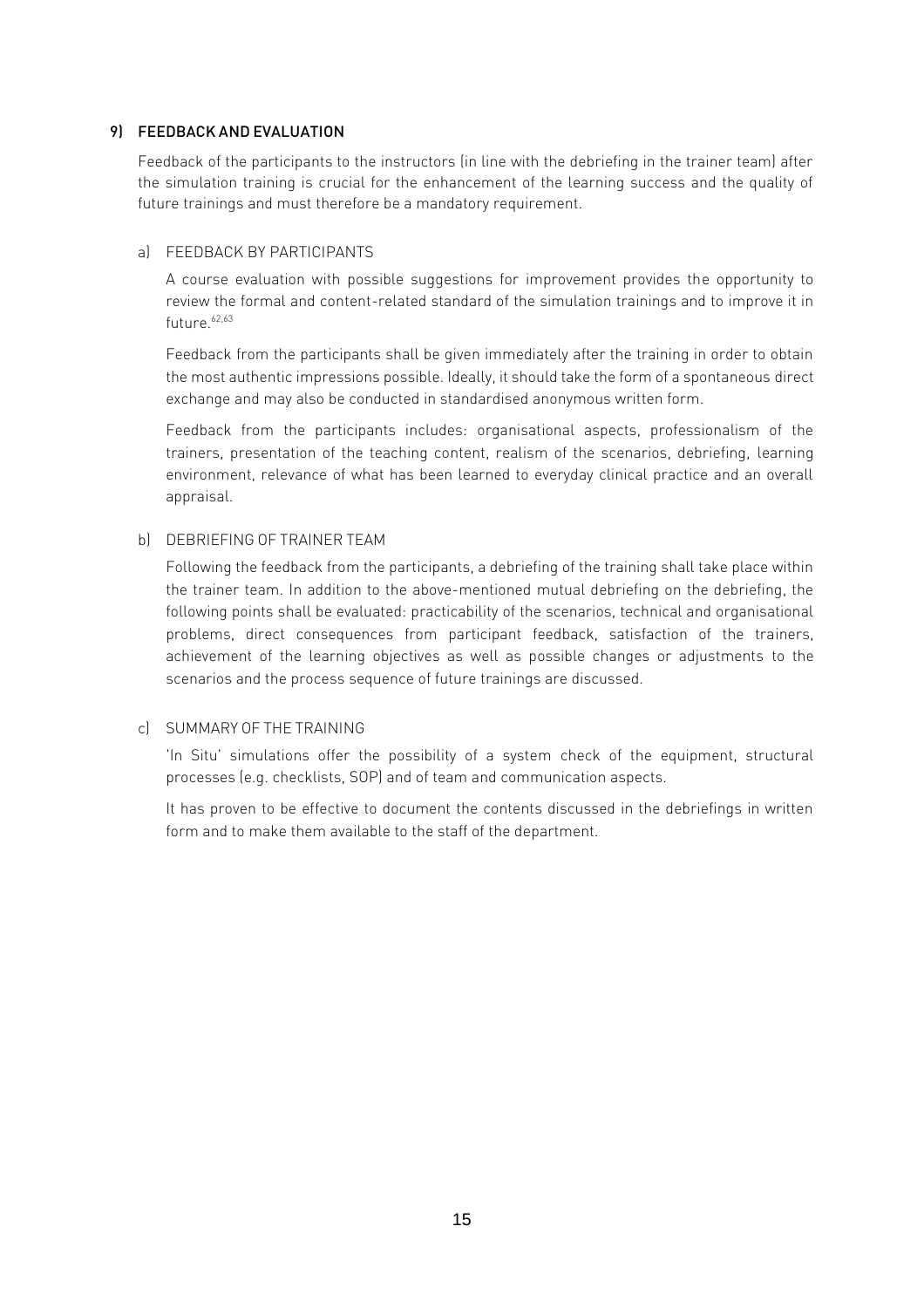## 9) FEEDBACK AND EVALUATION

Feedback of the participants to the instructors (in line with the debriefing in the trainer team) after the simulation training is crucial for the enhancement of the learning success and the quality of future trainings and must therefore be a mandatory requirement.

### a) FEEDBACK BY PARTICIPANTS

A course evaluation with possible suggestions for improvement provides the opportunity to review the formal and content-related standard of the simulation trainings and to improve it in future.[62,63]

Feedback from the participants shall be given immediately after the training in order to obtain the most authentic impressions possible. Ideally, it should take the form of a spontaneous direct exchange and may also be conducted in standardised anonymous written form.

Feedback from the participants includes: organisational aspects, professionalism of the trainers, presentation of the teaching content, realism of the scenarios, debriefing, learning environment, relevance of what has been learned to everyday clinical practice and an overall appraisal.

### b) DEBRIEFING OF TRAINER TEAM

Following the feedback from the participants, a debriefing of the training shall take place within the trainer team. In addition to the above-mentioned mutual debriefing on the debriefing, the following points shall be evaluated: practicability of the scenarios, technical and organisational problems, direct consequences from participant feedback, satisfaction of the trainers, achievement of the learning objectives as well as possible changes or adjustments to the scenarios and the process sequence of future trainings are discussed.

### c) SUMMARY OF THE TRAINING

'In Situ' simulations offer the possibility of a system check of the equipment, structural processes (e.g. checklists, SOP) and of team and communication aspects.

It has proven to be effective to document the contents discussed in the debriefings in written form and to make them available to the staff of the department.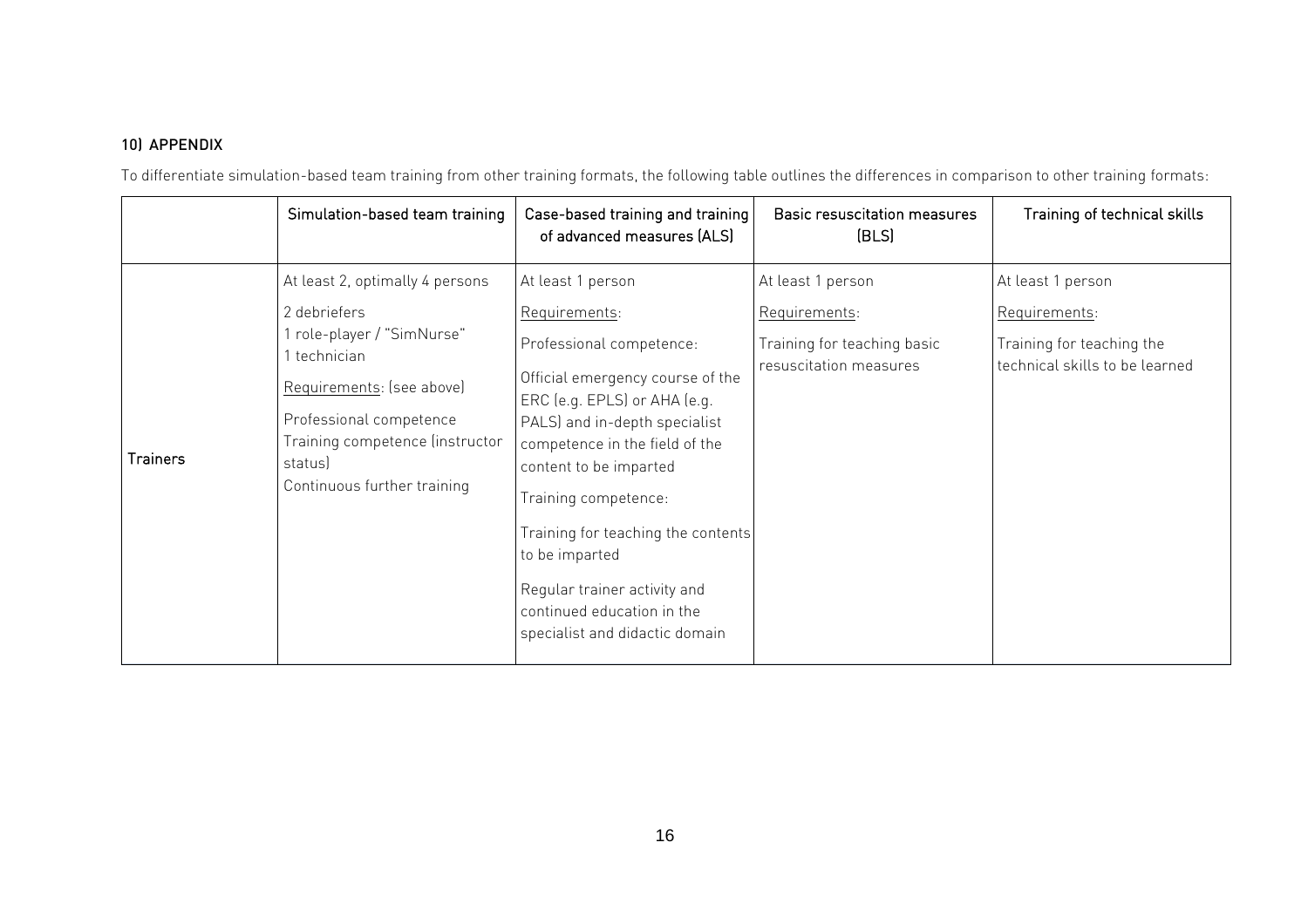## 10) APPENDIX

To differentiate simulation-based team training from other training formats, the following table outlines the differences in comparison to other training formats:

| | Simulation-based team training | Case-based training and training of advanced measures (ALS) | Basic resuscitation measures (BLS) | Training of technical skills |
|---|---|---|---|---|
| **Trainers** | At least 2, optimally 4 persons<br><br>2 debriefers<br>1 role-player / "SimNurse"<br>1 technician<br><br>Requirements: (see above)<br><br>Professional competence<br>Training competence (instructor status)<br>Continuous further training | At least 1 person<br><br>Requirements:<br><br>Professional competence:<br><br>Official emergency course of the ERC (e.g. EPLS) or AHA (e.g. PALS) and in-depth specialist competence in the field of the content to be imparted<br><br>Training competence:<br><br>Training for teaching the contents to be imparted<br><br>Regular trainer activity and continued education in the specialist and didactic domain | At least 1 person<br><br>Requirements:<br><br>Training for teaching basic resuscitation measures | At least 1 person<br><br>Requirements:<br><br>Training for teaching the technical skills to be learned |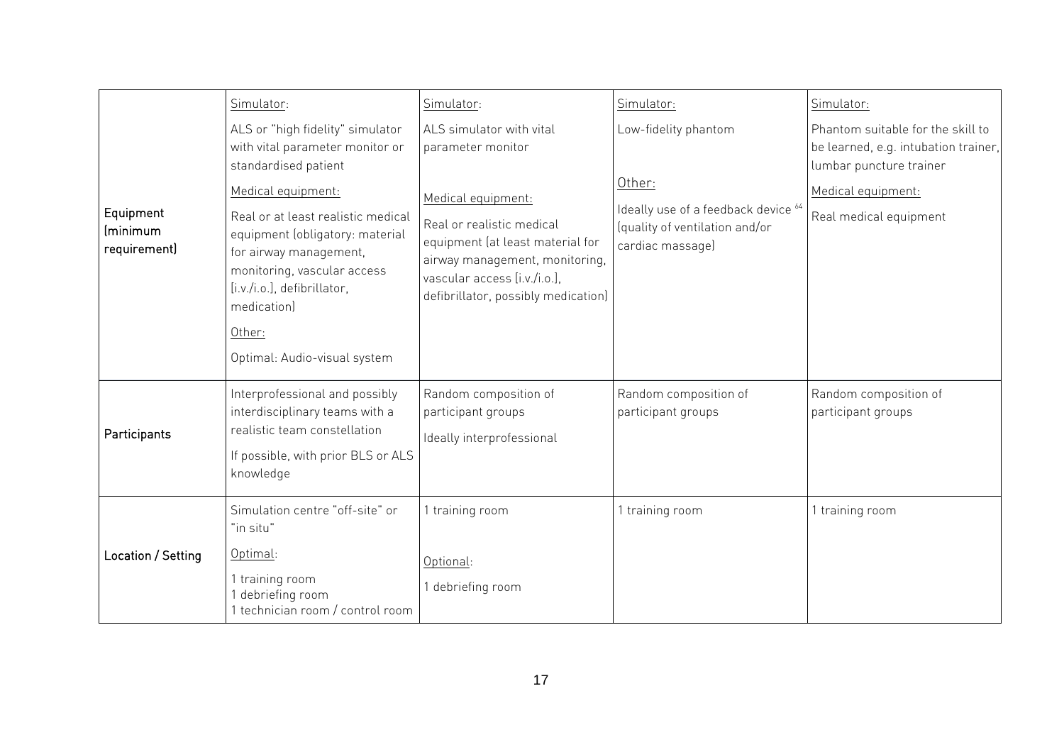| Equipment (minimum requirement) | Simulator:<br>ALS or "high fidelity" simulator with vital parameter monitor or standardised patient<br>Medical equipment:<br>Real or at least realistic medical equipment (obligatory: material for airway management, monitoring, vascular access [i.v./i.o.], defibrillator, medication)<br>Other:<br>Optimal: Audio-visual system | Simulator:<br>ALS simulator with vital parameter monitor<br>Medical equipment:<br>Real or realistic medical equipment (at least material for airway management, monitoring, vascular access [i.v./i.o.], defibrillator, possibly medication) | Simulator:<br>Low-fidelity phantom<br>Other:<br>Ideally use of a feedback device [64] (quality of ventilation and/or cardiac massage) | Simulator:<br>Phantom suitable for the skill to be learned, e.g. intubation trainer, lumbar puncture trainer<br>Medical equipment:<br>Real medical equipment |
|---|---|---|---|---|
| Participants | Interprofessional and possibly interdisciplinary teams with a realistic team constellation<br>If possible, with prior BLS or ALS knowledge | Random composition of participant groups<br>Ideally interprofessional | Random composition of participant groups | Random composition of participant groups |
| Location / Setting | Simulation centre "off-site" or "in situ"<br>Optimal:<br>1 training room<br>1 debriefing room<br>1 technician room / control room | 1 training room<br>Optional:<br>1 debriefing room | 1 training room | 1 training room |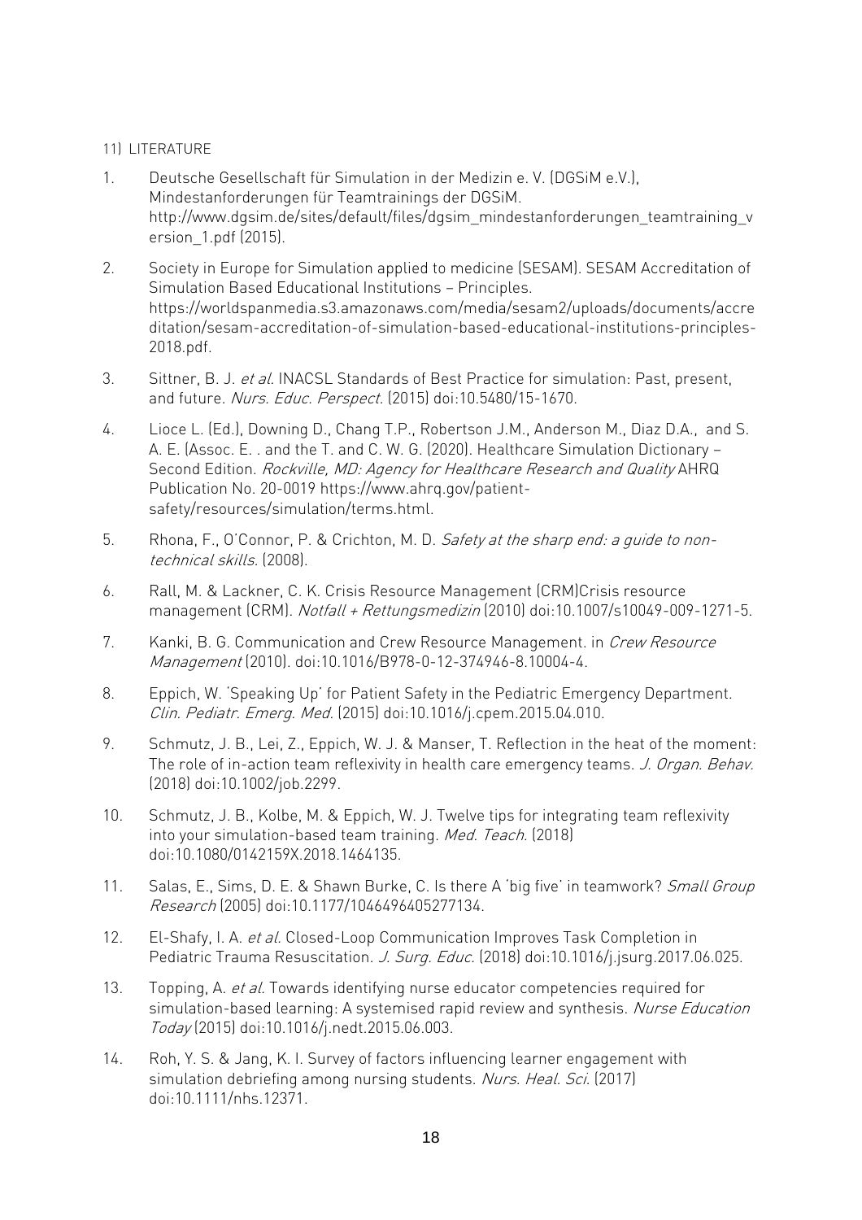## 11) LITERATURE

1. Deutsche Gesellschaft für Simulation in der Medizin e. V. (DGSiM e.V.), Mindestanforderungen für Teamtrainings der DGSiM. http://www.dgsim.de/sites/default/files/dgsim_mindestanforderungen_teamtraining_version_1.pdf (2015).
2. Society in Europe for Simulation applied to medicine (SESAM). SESAM Accreditation of Simulation Based Educational Institutions – Principles. https://worldspanmedia.s3.amazonaws.com/media/sesam2/uploads/documents/accreditation/sesam-accreditation-of-simulation-based-educational-institutions-principles-2018.pdf.
3. Sittner, B. J. *et al.* INACSL Standards of Best Practice for simulation: Past, present, and future. *Nurs. Educ. Perspect.* (2015) doi:10.5480/15-1670.
4. Lioce L. (Ed.), Downing D., Chang T.P., Robertson J.M., Anderson M., Diaz D.A., and S. A. E. (Assoc. E. . and the T. and C. W. G. (2020). Healthcare Simulation Dictionary – Second Edition. *Rockville, MD: Agency for Healthcare Research and Quality* AHRQ Publication No. 20-0019 https://www.ahrq.gov/patient-safety/resources/simulation/terms.html.
5. Rhona, F., O'Connor, P. & Crichton, M. D. *Safety at the sharp end: a guide to non-technical skills.* (2008).
6. Rall, M. & Lackner, C. K. Crisis Resource Management (CRM)Crisis resource management (CRM). *Notfall + Rettungsmedizin* (2010) doi:10.1007/s10049-009-1271-5.
7. Kanki, B. G. Communication and Crew Resource Management. in *Crew Resource Management* (2010). doi:10.1016/B978-0-12-374946-8.10004-4.
8. Eppich, W. 'Speaking Up' for Patient Safety in the Pediatric Emergency Department. *Clin. Pediatr. Emerg. Med.* (2015) doi:10.1016/j.cpem.2015.04.010.
9. Schmutz, J. B., Lei, Z., Eppich, W. J. & Manser, T. Reflection in the heat of the moment: The role of in-action team reflexivity in health care emergency teams. *J. Organ. Behav.* (2018) doi:10.1002/job.2299.
10. Schmutz, J. B., Kolbe, M. & Eppich, W. J. Twelve tips for integrating team reflexivity into your simulation-based team training. *Med. Teach.* (2018) doi:10.1080/0142159X.2018.1464135.
11. Salas, E., Sims, D. E. & Shawn Burke, C. Is there A 'big five' in teamwork? *Small Group Research* (2005) doi:10.1177/1046496405277134.
12. El-Shafy, I. A. *et al.* Closed-Loop Communication Improves Task Completion in Pediatric Trauma Resuscitation. *J. Surg. Educ.* (2018) doi:10.1016/j.jsurg.2017.06.025.
13. Topping, A. *et al.* Towards identifying nurse educator competencies required for simulation-based learning: A systemised rapid review and synthesis. *Nurse Education Today* (2015) doi:10.1016/j.nedt.2015.06.003.
14. Roh, Y. S. & Jang, K. I. Survey of factors influencing learner engagement with simulation debriefing among nursing students. *Nurs. Heal. Sci.* (2017) doi:10.1111/nhs.12371.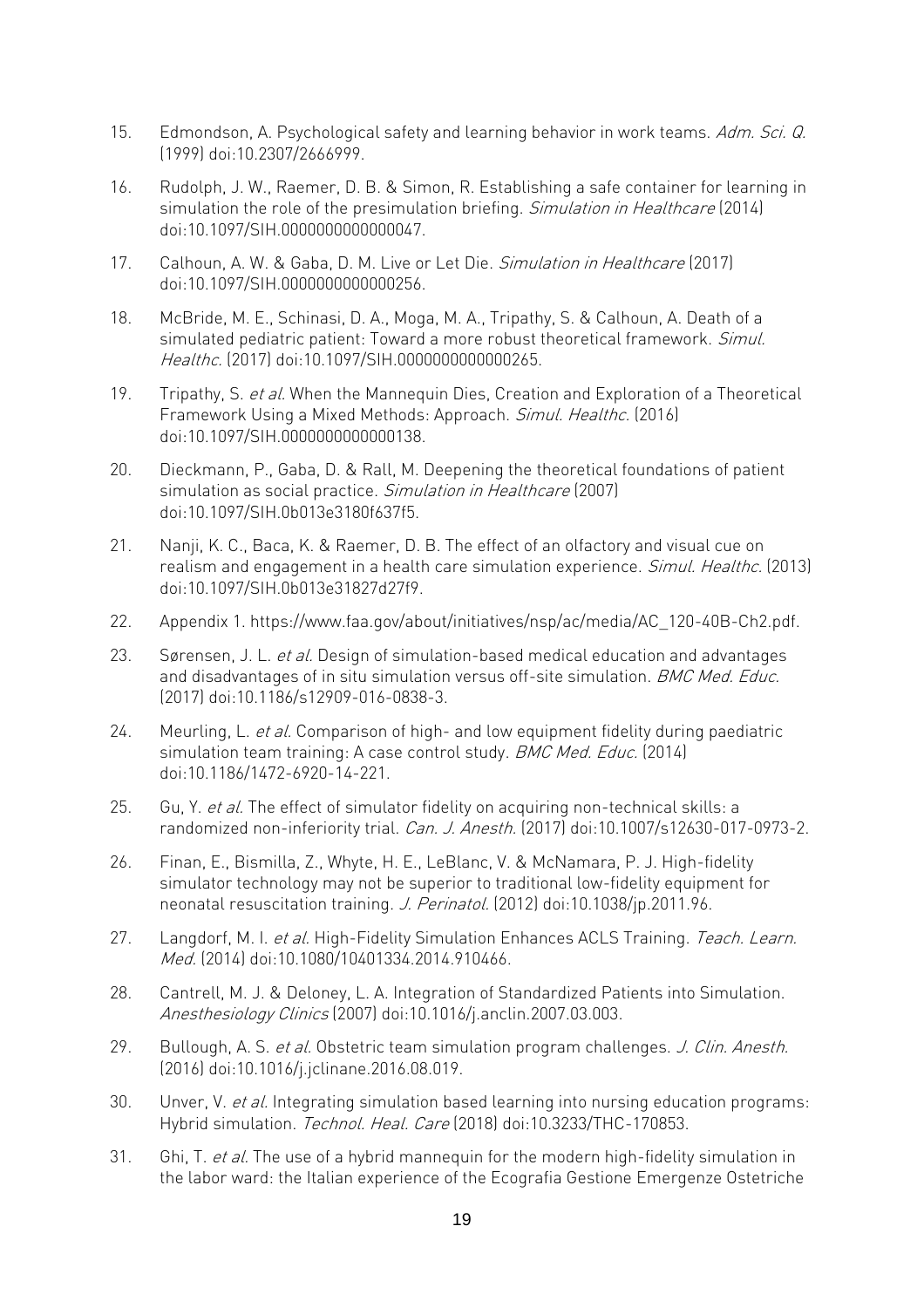15. Edmondson, A. Psychological safety and learning behavior in work teams. *Adm. Sci. Q.* (1999) doi:10.2307/2666999.

16. Rudolph, J. W., Raemer, D. B. & Simon, R. Establishing a safe container for learning in simulation the role of the presimulation briefing. *Simulation in Healthcare* (2014) doi:10.1097/SIH.0000000000000047.

17. Calhoun, A. W. & Gaba, D. M. Live or Let Die. *Simulation in Healthcare* (2017) doi:10.1097/SIH.0000000000000256.

18. McBride, M. E., Schinasi, D. A., Moga, M. A., Tripathy, S. & Calhoun, A. Death of a simulated pediatric patient: Toward a more robust theoretical framework. *Simul. Healthc.* (2017) doi:10.1097/SIH.0000000000000265.

19. Tripathy, S. *et al.* When the Mannequin Dies, Creation and Exploration of a Theoretical Framework Using a Mixed Methods: Approach. *Simul. Healthc.* (2016) doi:10.1097/SIH.0000000000000138.

20. Dieckmann, P., Gaba, D. & Rall, M. Deepening the theoretical foundations of patient simulation as social practice. *Simulation in Healthcare* (2007) doi:10.1097/SIH.0b013e3180f637f5.

21. Nanji, K. C., Baca, K. & Raemer, D. B. The effect of an olfactory and visual cue on realism and engagement in a health care simulation experience. *Simul. Healthc.* (2013) doi:10.1097/SIH.0b013e31827d27f9.

22. Appendix 1. https://www.faa.gov/about/initiatives/nsp/ac/media/AC_120-40B-Ch2.pdf.

23. Sørensen, J. L. *et al.* Design of simulation-based medical education and advantages and disadvantages of in situ simulation versus off-site simulation. *BMC Med. Educ.* (2017) doi:10.1186/s12909-016-0838-3.

24. Meurling, L. *et al.* Comparison of high- and low equipment fidelity during paediatric simulation team training: A case control study. *BMC Med. Educ.* (2014) doi:10.1186/1472-6920-14-221.

25. Gu, Y. *et al.* The effect of simulator fidelity on acquiring non-technical skills: a randomized non-inferiority trial. *Can. J. Anesth.* (2017) doi:10.1007/s12630-017-0973-2.

26. Finan, E., Bismilla, Z., Whyte, H. E., LeBlanc, V. & McNamara, P. J. High-fidelity simulator technology may not be superior to traditional low-fidelity equipment for neonatal resuscitation training. *J. Perinatol.* (2012) doi:10.1038/jp.2011.96.

27. Langdorf, M. I. *et al.* High-Fidelity Simulation Enhances ACLS Training. *Teach. Learn. Med.* (2014) doi:10.1080/10401334.2014.910466.

28. Cantrell, M. J. & Deloney, L. A. Integration of Standardized Patients into Simulation. *Anesthesiology Clinics* (2007) doi:10.1016/j.anclin.2007.03.003.

29. Bullough, A. S. *et al.* Obstetric team simulation program challenges. *J. Clin. Anesth.* (2016) doi:10.1016/j.jclinane.2016.08.019.

30. Unver, V. *et al.* Integrating simulation based learning into nursing education programs: Hybrid simulation. *Technol. Heal. Care* (2018) doi:10.3233/THC-170853.

31. Ghi, T. *et al.* The use of a hybrid mannequin for the modern high-fidelity simulation in the labor ward: the Italian experience of the Ecografia Gestione Emergenze Ostetriche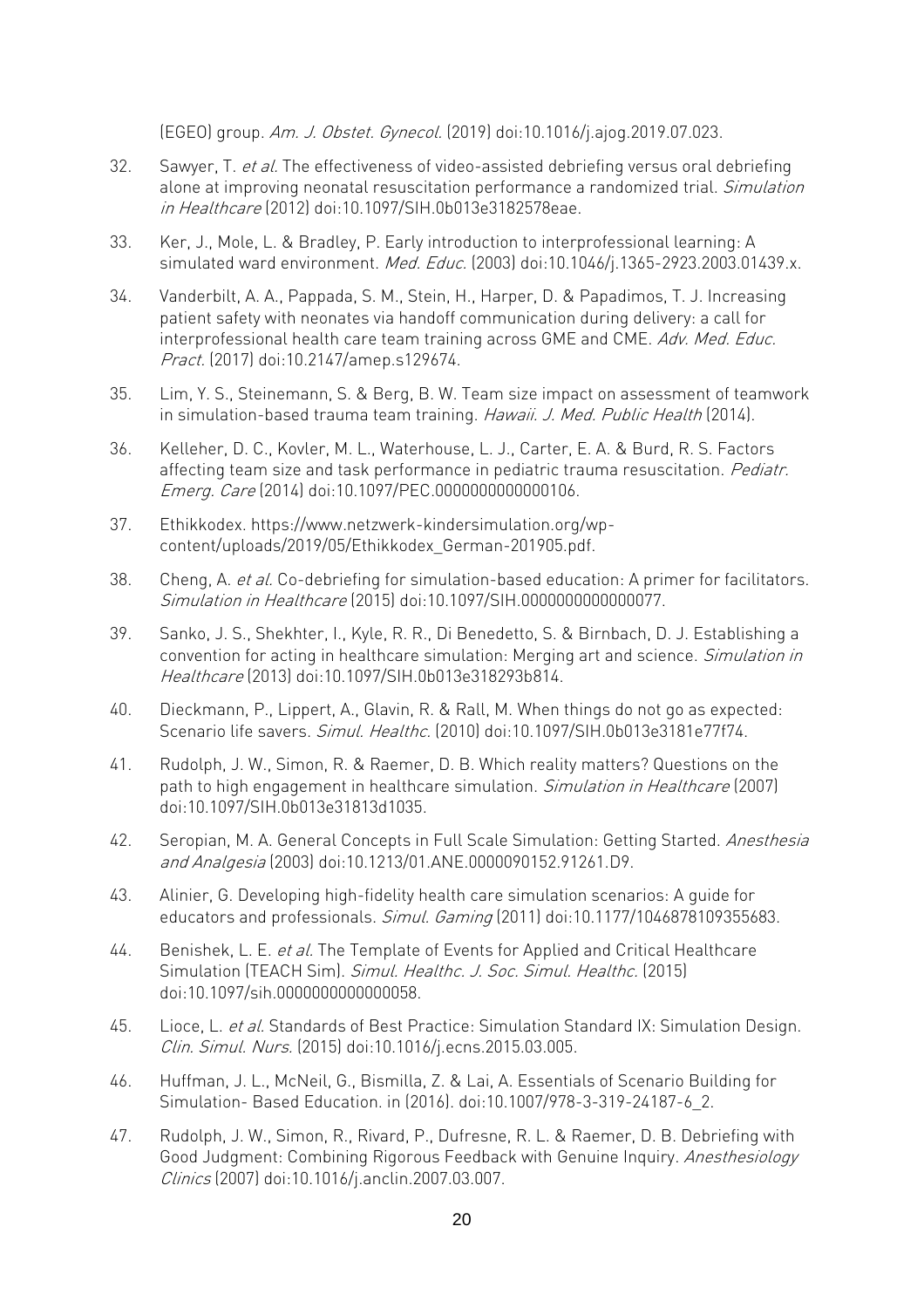(EGEO) group. *Am. J. Obstet. Gynecol.* (2019) doi:10.1016/j.ajog.2019.07.023.

32. Sawyer, T. *et al.* The effectiveness of video-assisted debriefing versus oral debriefing alone at improving neonatal resuscitation performance a randomized trial. *Simulation in Healthcare* (2012) doi:10.1097/SIH.0b013e3182578eae.

33. Ker, J., Mole, L. & Bradley, P. Early introduction to interprofessional learning: A simulated ward environment. *Med. Educ.* (2003) doi:10.1046/j.1365-2923.2003.01439.x.

34. Vanderbilt, A. A., Pappada, S. M., Stein, H., Harper, D. & Papadimos, T. J. Increasing patient safety with neonates via handoff communication during delivery: a call for interprofessional health care team training across GME and CME. *Adv. Med. Educ. Pract.* (2017) doi:10.2147/amep.s129674.

35. Lim, Y. S., Steinemann, S. & Berg, B. W. Team size impact on assessment of teamwork in simulation-based trauma team training. *Hawaii. J. Med. Public Health* (2014).

36. Kelleher, D. C., Kovler, M. L., Waterhouse, L. J., Carter, E. A. & Burd, R. S. Factors affecting team size and task performance in pediatric trauma resuscitation. *Pediatr. Emerg. Care* (2014) doi:10.1097/PEC.0000000000000106.

37. Ethikkodex. https://www.netzwerk-kindersimulation.org/wp-content/uploads/2019/05/Ethikkodex_German-201905.pdf.

38. Cheng, A. *et al.* Co-debriefing for simulation-based education: A primer for facilitators. *Simulation in Healthcare* (2015) doi:10.1097/SIH.0000000000000077.

39. Sanko, J. S., Shekhter, I., Kyle, R. R., Di Benedetto, S. & Birnbach, D. J. Establishing a convention for acting in healthcare simulation: Merging art and science. *Simulation in Healthcare* (2013) doi:10.1097/SIH.0b013e318293b814.

40. Dieckmann, P., Lippert, A., Glavin, R. & Rall, M. When things do not go as expected: Scenario life savers. *Simul. Healthc.* (2010) doi:10.1097/SIH.0b013e3181e77f74.

41. Rudolph, J. W., Simon, R. & Raemer, D. B. Which reality matters? Questions on the path to high engagement in healthcare simulation. *Simulation in Healthcare* (2007) doi:10.1097/SIH.0b013e31813d1035.

42. Seropian, M. A. General Concepts in Full Scale Simulation: Getting Started. *Anesthesia and Analgesia* (2003) doi:10.1213/01.ANE.0000090152.91261.D9.

43. Alinier, G. Developing high-fidelity health care simulation scenarios: A guide for educators and professionals. *Simul. Gaming* (2011) doi:10.1177/1046878109355683.

44. Benishek, L. E. *et al.* The Template of Events for Applied and Critical Healthcare Simulation (TEACH Sim). *Simul. Healthc. J. Soc. Simul. Healthc.* (2015) doi:10.1097/sih.0000000000000058.

45. Lioce, L. *et al.* Standards of Best Practice: Simulation Standard IX: Simulation Design. *Clin. Simul. Nurs.* (2015) doi:10.1016/j.ecns.2015.03.005.

46. Huffman, J. L., McNeil, G., Bismilla, Z. & Lai, A. Essentials of Scenario Building for Simulation- Based Education. in (2016). doi:10.1007/978-3-319-24187-6_2.

47. Rudolph, J. W., Simon, R., Rivard, P., Dufresne, R. L. & Raemer, D. B. Debriefing with Good Judgment: Combining Rigorous Feedback with Genuine Inquiry. *Anesthesiology Clinics* (2007) doi:10.1016/j.anclin.2007.03.007.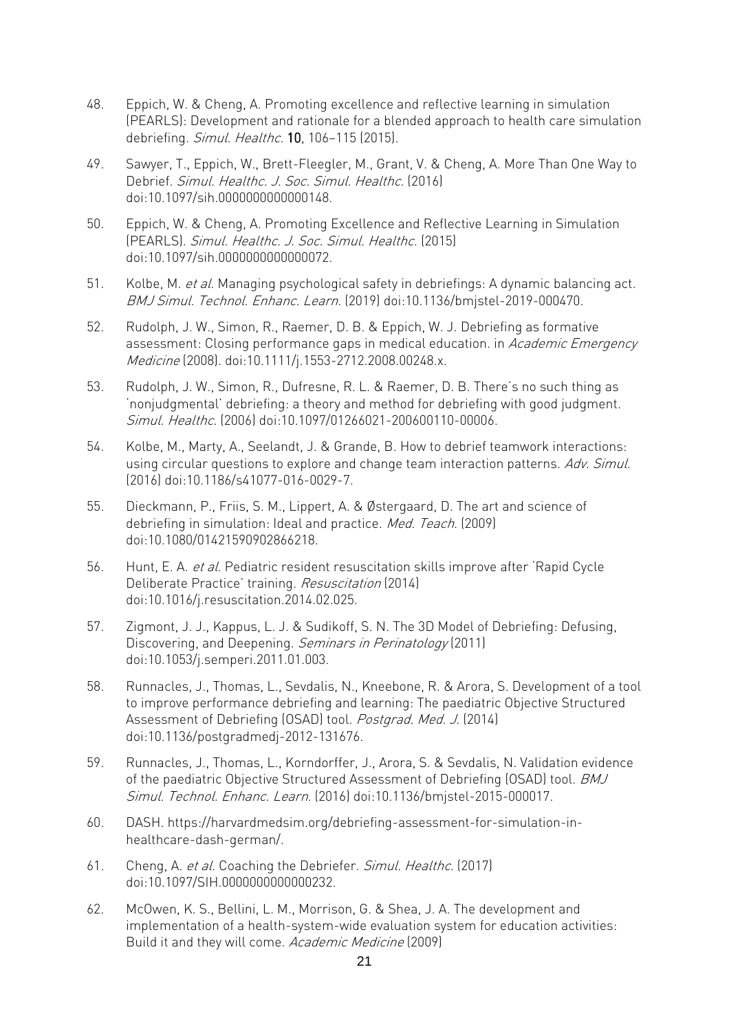48. Eppich, W. & Cheng, A. Promoting excellence and reflective learning in simulation (PEARLS): Development and rationale for a blended approach to health care simulation debriefing. *Simul. Healthc.* **10**, 106–115 (2015).

49. Sawyer, T., Eppich, W., Brett-Fleegler, M., Grant, V. & Cheng, A. More Than One Way to Debrief. *Simul. Healthc. J. Soc. Simul. Healthc.* (2016) doi:10.1097/sih.0000000000000148.

50. Eppich, W. & Cheng, A. Promoting Excellence and Reflective Learning in Simulation (PEARLS). *Simul. Healthc. J. Soc. Simul. Healthc.* (2015) doi:10.1097/sih.0000000000000072.

51. Kolbe, M. *et al.* Managing psychological safety in debriefings: A dynamic balancing act. *BMJ Simul. Technol. Enhanc. Learn.* (2019) doi:10.1136/bmjstel-2019-000470.

52. Rudolph, J. W., Simon, R., Raemer, D. B. & Eppich, W. J. Debriefing as formative assessment: Closing performance gaps in medical education. in *Academic Emergency Medicine* (2008). doi:10.1111/j.1553-2712.2008.00248.x.

53. Rudolph, J. W., Simon, R., Dufresne, R. L. & Raemer, D. B. There's no such thing as 'nonjudgmental' debriefing: a theory and method for debriefing with good judgment. *Simul. Healthc.* (2006) doi:10.1097/01266021-200600110-00006.

54. Kolbe, M., Marty, A., Seelandt, J. & Grande, B. How to debrief teamwork interactions: using circular questions to explore and change team interaction patterns. *Adv. Simul.* (2016) doi:10.1186/s41077-016-0029-7.

55. Dieckmann, P., Friis, S. M., Lippert, A. & Østergaard, D. The art and science of debriefing in simulation: Ideal and practice. *Med. Teach.* (2009) doi:10.1080/01421590902866218.

56. Hunt, E. A. *et al.* Pediatric resident resuscitation skills improve after 'Rapid Cycle Deliberate Practice' training. *Resuscitation* (2014) doi:10.1016/j.resuscitation.2014.02.025.

57. Zigmont, J. J., Kappus, L. J. & Sudikoff, S. N. The 3D Model of Debriefing: Defusing, Discovering, and Deepening. *Seminars in Perinatology* (2011) doi:10.1053/j.semperi.2011.01.003.

58. Runnacles, J., Thomas, L., Sevdalis, N., Kneebone, R. & Arora, S. Development of a tool to improve performance debriefing and learning: The paediatric Objective Structured Assessment of Debriefing (OSAD) tool. *Postgrad. Med. J.* (2014) doi:10.1136/postgradmedj-2012-131676.

59. Runnacles, J., Thomas, L., Korndorffer, J., Arora, S. & Sevdalis, N. Validation evidence of the paediatric Objective Structured Assessment of Debriefing (OSAD) tool. *BMJ Simul. Technol. Enhanc. Learn.* (2016) doi:10.1136/bmjstel-2015-000017.

60. DASH. https://harvardmedsim.org/debriefing-assessment-for-simulation-in-healthcare-dash-german/.

61. Cheng, A. *et al.* Coaching the Debriefer. *Simul. Healthc.* (2017) doi:10.1097/SIH.0000000000000232.

62. McOwen, K. S., Bellini, L. M., Morrison, G. & Shea, J. A. The development and implementation of a health-system-wide evaluation system for education activities: Build it and they will come. *Academic Medicine* (2009)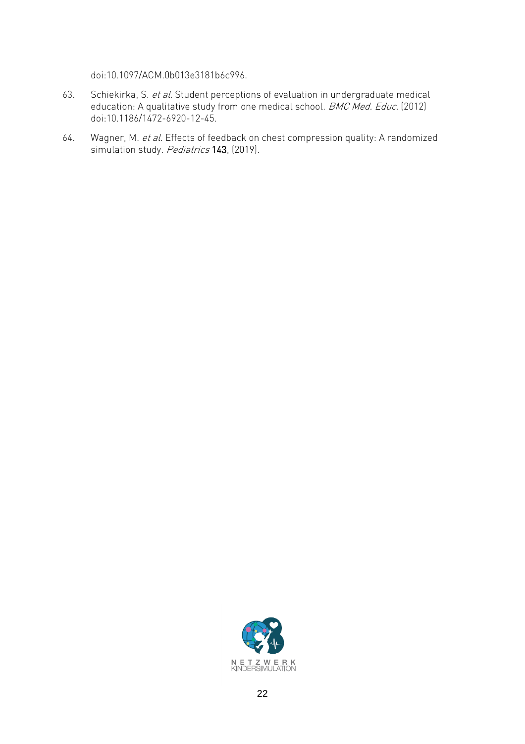doi:10.1097/ACM.0b013e3181b6c996.

63. Schiekirka, S. *et al*. Student perceptions of evaluation in undergraduate medical education: A qualitative study from one medical school. *BMC Med. Educ*. (2012) doi:10.1186/1472-6920-12-45.

64. Wagner, M. *et al*. Effects of feedback on chest compression quality: A randomized simulation study. *Pediatrics* **143**, (2019).